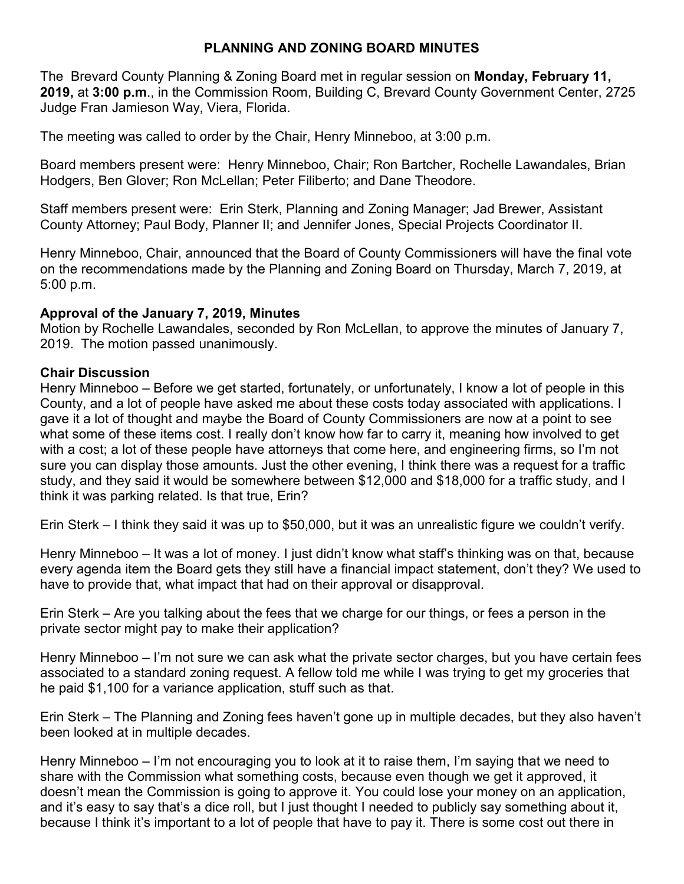# PLANNING AND ZONING BOARD MINUTES

The Brevard County Planning & Zoning Board met in regular session on **Monday, February 11, 2019,** at **3:00 p.m**., in the Commission Room, Building C, Brevard County Government Center, 2725 Judge Fran Jamieson Way, Viera, Florida.

The meeting was called to order by the Chair, Henry Minneboo, at 3:00 p.m.

Board members present were: Henry Minneboo, Chair; Ron Bartcher, Rochelle Lawandales, Brian Hodgers, Ben Glover; Ron McLellan; Peter Filiberto; and Dane Theodore.

Staff members present were: Erin Sterk, Planning and Zoning Manager; Jad Brewer, Assistant County Attorney; Paul Body, Planner II; and Jennifer Jones, Special Projects Coordinator II.

Henry Minneboo, Chair, announced that the Board of County Commissioners will have the final vote on the recommendations made by the Planning and Zoning Board on Thursday, March 7, 2019, at 5:00 p.m.

**Approval of the January 7, 2019, Minutes**

Motion by Rochelle Lawandales, seconded by Ron McLellan, to approve the minutes of January 7, 2019. The motion passed unanimously.

**Chair Discussion**

Henry Minneboo – Before we get started, fortunately, or unfortunately, I know a lot of people in this County, and a lot of people have asked me about these costs today associated with applications. I gave it a lot of thought and maybe the Board of County Commissioners are now at a point to see what some of these items cost. I really don't know how far to carry it, meaning how involved to get with a cost; a lot of these people have attorneys that come here, and engineering firms, so I'm not sure you can display those amounts. Just the other evening, I think there was a request for a traffic study, and they said it would be somewhere between $12,000 and $18,000 for a traffic study, and I think it was parking related. Is that true, Erin?

Erin Sterk – I think they said it was up to $50,000, but it was an unrealistic figure we couldn't verify.

Henry Minneboo – It was a lot of money. I just didn't know what staff's thinking was on that, because every agenda item the Board gets they still have a financial impact statement, don't they? We used to have to provide that, what impact that had on their approval or disapproval.

Erin Sterk – Are you talking about the fees that we charge for our things, or fees a person in the private sector might pay to make their application?

Henry Minneboo – I'm not sure we can ask what the private sector charges, but you have certain fees associated to a standard zoning request. A fellow told me while I was trying to get my groceries that he paid $1,100 for a variance application, stuff such as that.

Erin Sterk – The Planning and Zoning fees haven't gone up in multiple decades, but they also haven't been looked at in multiple decades.

Henry Minneboo – I'm not encouraging you to look at it to raise them, I'm saying that we need to share with the Commission what something costs, because even though we get it approved, it doesn't mean the Commission is going to approve it. You could lose your money on an application, and it's easy to say that's a dice roll, but I just thought I needed to publicly say something about it, because I think it's important to a lot of people that have to pay it. There is some cost out there in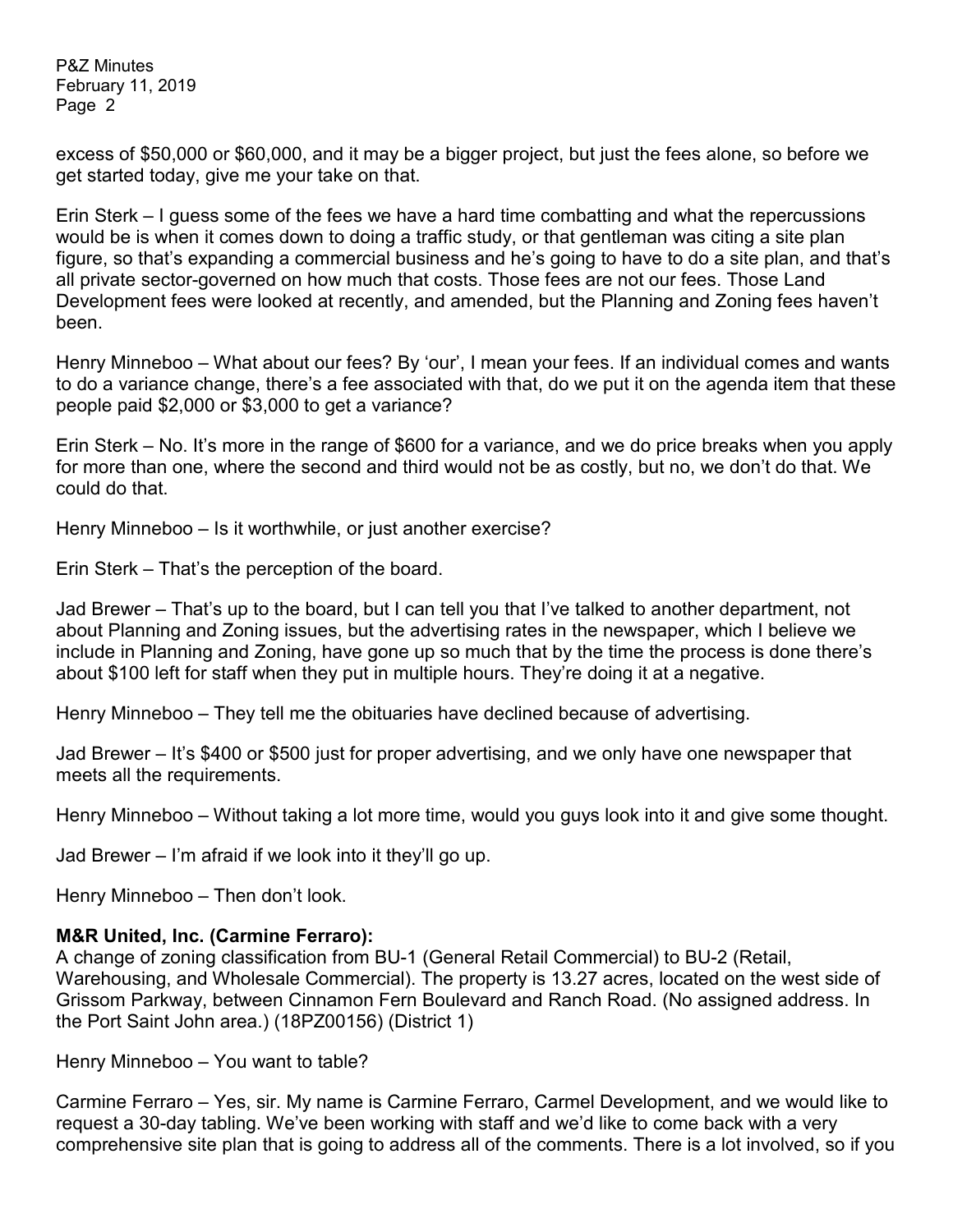excess of $50,000 or $60,000, and it may be a bigger project, but just the fees alone, so before we get started today, give me your take on that.

Erin Sterk – I guess some of the fees we have a hard time combatting and what the repercussions would be is when it comes down to doing a traffic study, or that gentleman was citing a site plan figure, so that's expanding a commercial business and he's going to have to do a site plan, and that's all private sector-governed on how much that costs. Those fees are not our fees. Those Land Development fees were looked at recently, and amended, but the Planning and Zoning fees haven't been.

Henry Minneboo – What about our fees? By 'our', I mean your fees. If an individual comes and wants to do a variance change, there's a fee associated with that, do we put it on the agenda item that these people paid $2,000 or $3,000 to get a variance?

Erin Sterk – No. It's more in the range of $600 for a variance, and we do price breaks when you apply for more than one, where the second and third would not be as costly, but no, we don't do that. We could do that.

Henry Minneboo – Is it worthwhile, or just another exercise?

Erin Sterk – That's the perception of the board.

Jad Brewer – That's up to the board, but I can tell you that I've talked to another department, not about Planning and Zoning issues, but the advertising rates in the newspaper, which I believe we include in Planning and Zoning, have gone up so much that by the time the process is done there's about $100 left for staff when they put in multiple hours. They're doing it at a negative.

Henry Minneboo – They tell me the obituaries have declined because of advertising.

Jad Brewer – It's $400 or $500 just for proper advertising, and we only have one newspaper that meets all the requirements.

Henry Minneboo – Without taking a lot more time, would you guys look into it and give some thought.

Jad Brewer – I'm afraid if we look into it they'll go up.

Henry Minneboo – Then don't look.

**M&R United, Inc. (Carmine Ferraro):**
A change of zoning classification from BU-1 (General Retail Commercial) to BU-2 (Retail, Warehousing, and Wholesale Commercial). The property is 13.27 acres, located on the west side of Grissom Parkway, between Cinnamon Fern Boulevard and Ranch Road. (No assigned address. In the Port Saint John area.) (18PZ00156) (District 1)

Henry Minneboo – You want to table?

Carmine Ferraro – Yes, sir. My name is Carmine Ferraro, Carmel Development, and we would like to request a 30-day tabling. We've been working with staff and we'd like to come back with a very comprehensive site plan that is going to address all of the comments. There is a lot involved, so if you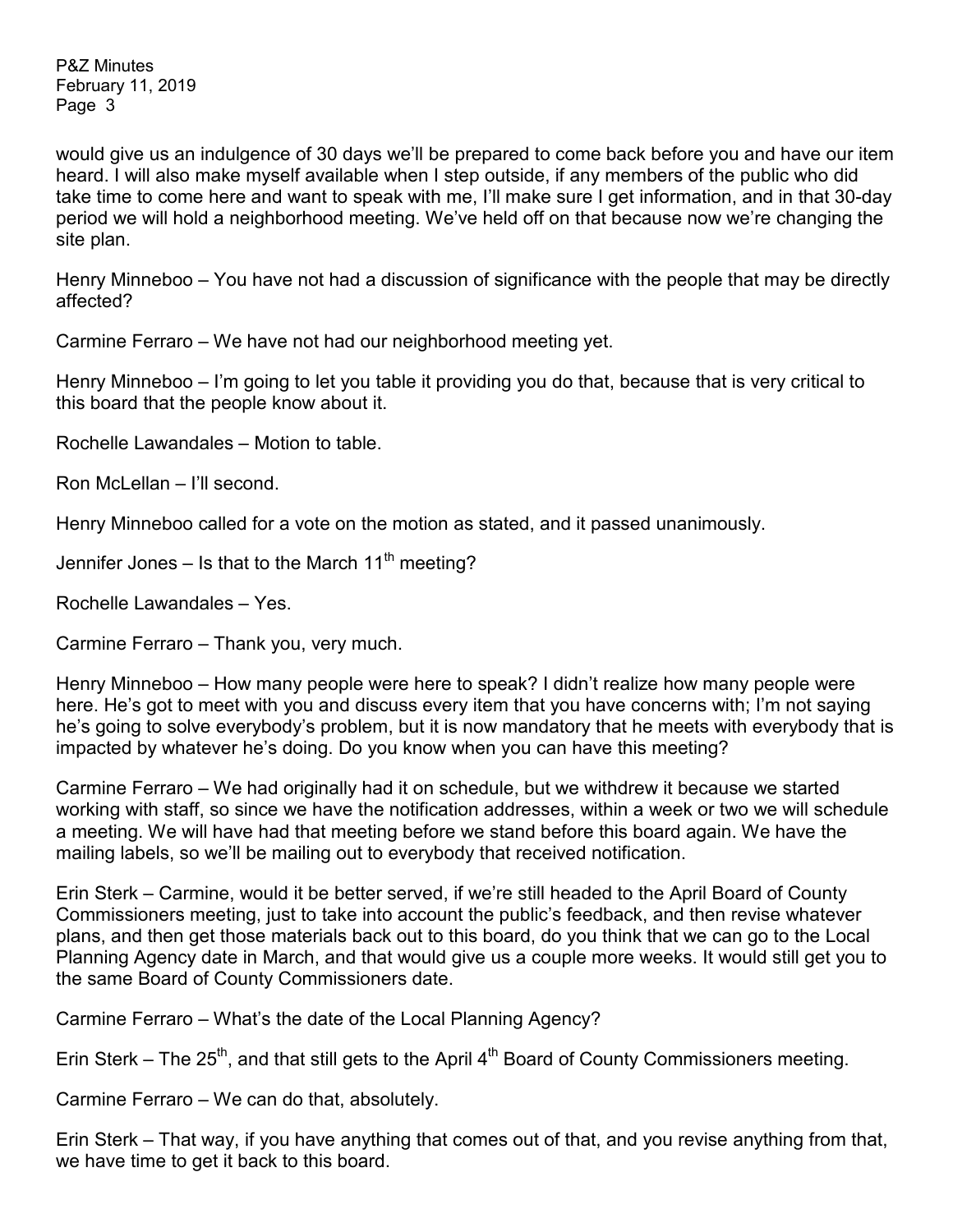would give us an indulgence of 30 days we'll be prepared to come back before you and have our item heard. I will also make myself available when I step outside, if any members of the public who did take time to come here and want to speak with me, I'll make sure I get information, and in that 30-day period we will hold a neighborhood meeting. We've held off on that because now we're changing the site plan.

Henry Minneboo – You have not had a discussion of significance with the people that may be directly affected?

Carmine Ferraro – We have not had our neighborhood meeting yet.

Henry Minneboo – I'm going to let you table it providing you do that, because that is very critical to this board that the people know about it.

Rochelle Lawandales – Motion to table.

Ron McLellan – I'll second.

Henry Minneboo called for a vote on the motion as stated, and it passed unanimously.

Jennifer Jones – Is that to the March 11th meeting?

Rochelle Lawandales – Yes.

Carmine Ferraro – Thank you, very much.

Henry Minneboo – How many people were here to speak? I didn't realize how many people were here. He's got to meet with you and discuss every item that you have concerns with; I'm not saying he's going to solve everybody's problem, but it is now mandatory that he meets with everybody that is impacted by whatever he's doing. Do you know when you can have this meeting?

Carmine Ferraro – We had originally had it on schedule, but we withdrew it because we started working with staff, so since we have the notification addresses, within a week or two we will schedule a meeting. We will have had that meeting before we stand before this board again. We have the mailing labels, so we'll be mailing out to everybody that received notification.

Erin Sterk – Carmine, would it be better served, if we're still headed to the April Board of County Commissioners meeting, just to take into account the public's feedback, and then revise whatever plans, and then get those materials back out to this board, do you think that we can go to the Local Planning Agency date in March, and that would give us a couple more weeks. It would still get you to the same Board of County Commissioners date.

Carmine Ferraro – What's the date of the Local Planning Agency?

Erin Sterk – The 25th, and that still gets to the April 4th Board of County Commissioners meeting.

Carmine Ferraro – We can do that, absolutely.

Erin Sterk – That way, if you have anything that comes out of that, and you revise anything from that, we have time to get it back to this board.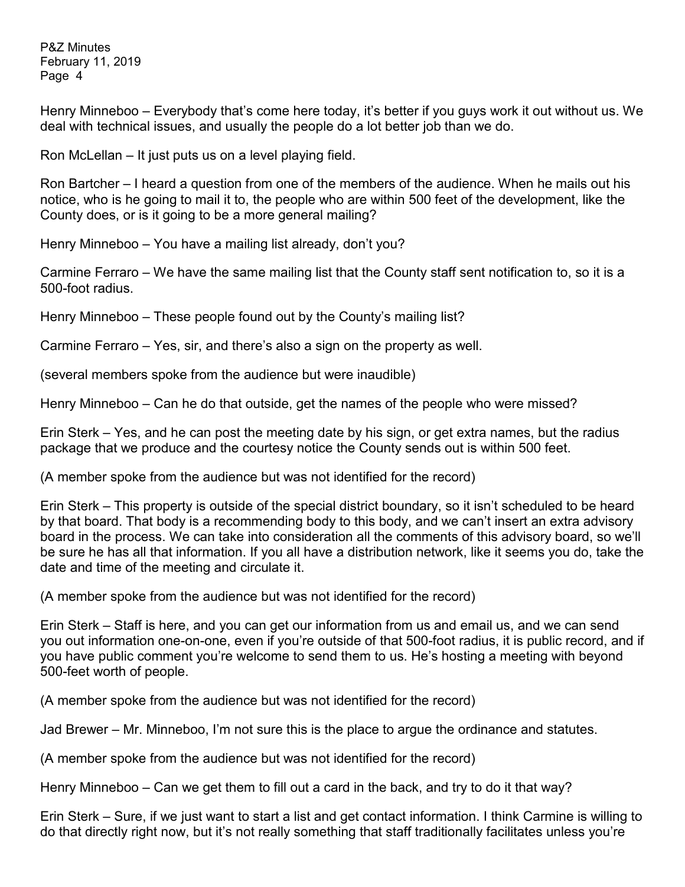Henry Minneboo – Everybody that's come here today, it's better if you guys work it out without us. We deal with technical issues, and usually the people do a lot better job than we do.

Ron McLellan – It just puts us on a level playing field.

Ron Bartcher – I heard a question from one of the members of the audience. When he mails out his notice, who is he going to mail it to, the people who are within 500 feet of the development, like the County does, or is it going to be a more general mailing?

Henry Minneboo – You have a mailing list already, don't you?

Carmine Ferraro – We have the same mailing list that the County staff sent notification to, so it is a 500-foot radius.

Henry Minneboo – These people found out by the County's mailing list?

Carmine Ferraro – Yes, sir, and there's also a sign on the property as well.

(several members spoke from the audience but were inaudible)

Henry Minneboo – Can he do that outside, get the names of the people who were missed?

Erin Sterk – Yes, and he can post the meeting date by his sign, or get extra names, but the radius package that we produce and the courtesy notice the County sends out is within 500 feet.

(A member spoke from the audience but was not identified for the record)

Erin Sterk – This property is outside of the special district boundary, so it isn't scheduled to be heard by that board. That body is a recommending body to this body, and we can't insert an extra advisory board in the process. We can take into consideration all the comments of this advisory board, so we'll be sure he has all that information. If you all have a distribution network, like it seems you do, take the date and time of the meeting and circulate it.

(A member spoke from the audience but was not identified for the record)

Erin Sterk – Staff is here, and you can get our information from us and email us, and we can send you out information one-on-one, even if you're outside of that 500-foot radius, it is public record, and if you have public comment you're welcome to send them to us. He's hosting a meeting with beyond 500-feet worth of people.

(A member spoke from the audience but was not identified for the record)

Jad Brewer – Mr. Minneboo, I'm not sure this is the place to argue the ordinance and statutes.

(A member spoke from the audience but was not identified for the record)

Henry Minneboo – Can we get them to fill out a card in the back, and try to do it that way?

Erin Sterk – Sure, if we just want to start a list and get contact information. I think Carmine is willing to do that directly right now, but it's not really something that staff traditionally facilitates unless you're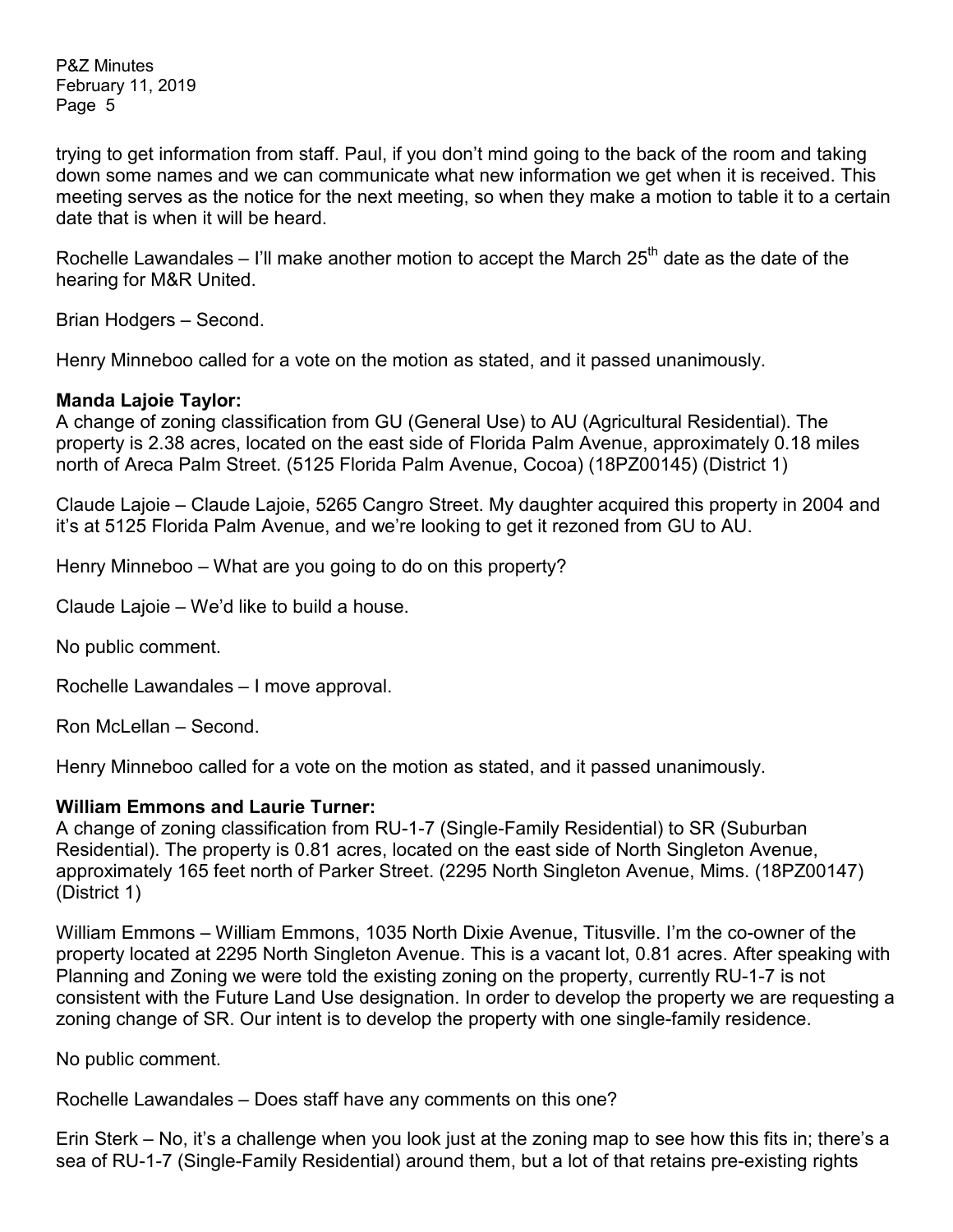trying to get information from staff. Paul, if you don't mind going to the back of the room and taking down some names and we can communicate what new information we get when it is received. This meeting serves as the notice for the next meeting, so when they make a motion to table it to a certain date that is when it will be heard.

Rochelle Lawandales – I'll make another motion to accept the March 25th date as the date of the hearing for M&R United.

Brian Hodgers – Second.

Henry Minneboo called for a vote on the motion as stated, and it passed unanimously.

**Manda Lajoie Taylor:**
A change of zoning classification from GU (General Use) to AU (Agricultural Residential). The property is 2.38 acres, located on the east side of Florida Palm Avenue, approximately 0.18 miles north of Areca Palm Street. (5125 Florida Palm Avenue, Cocoa) (18PZ00145) (District 1)

Claude Lajoie – Claude Lajoie, 5265 Cangro Street. My daughter acquired this property in 2004 and it's at 5125 Florida Palm Avenue, and we're looking to get it rezoned from GU to AU.

Henry Minneboo – What are you going to do on this property?

Claude Lajoie – We'd like to build a house.

No public comment.

Rochelle Lawandales – I move approval.

Ron McLellan – Second.

Henry Minneboo called for a vote on the motion as stated, and it passed unanimously.

**William Emmons and Laurie Turner:**
A change of zoning classification from RU-1-7 (Single-Family Residential) to SR (Suburban Residential). The property is 0.81 acres, located on the east side of North Singleton Avenue, approximately 165 feet north of Parker Street. (2295 North Singleton Avenue, Mims. (18PZ00147) (District 1)

William Emmons – William Emmons, 1035 North Dixie Avenue, Titusville. I'm the co-owner of the property located at 2295 North Singleton Avenue. This is a vacant lot, 0.81 acres. After speaking with Planning and Zoning we were told the existing zoning on the property, currently RU-1-7 is not consistent with the Future Land Use designation. In order to develop the property we are requesting a zoning change of SR. Our intent is to develop the property with one single-family residence.

No public comment.

Rochelle Lawandales – Does staff have any comments on this one?

Erin Sterk – No, it's a challenge when you look just at the zoning map to see how this fits in; there's a sea of RU-1-7 (Single-Family Residential) around them, but a lot of that retains pre-existing rights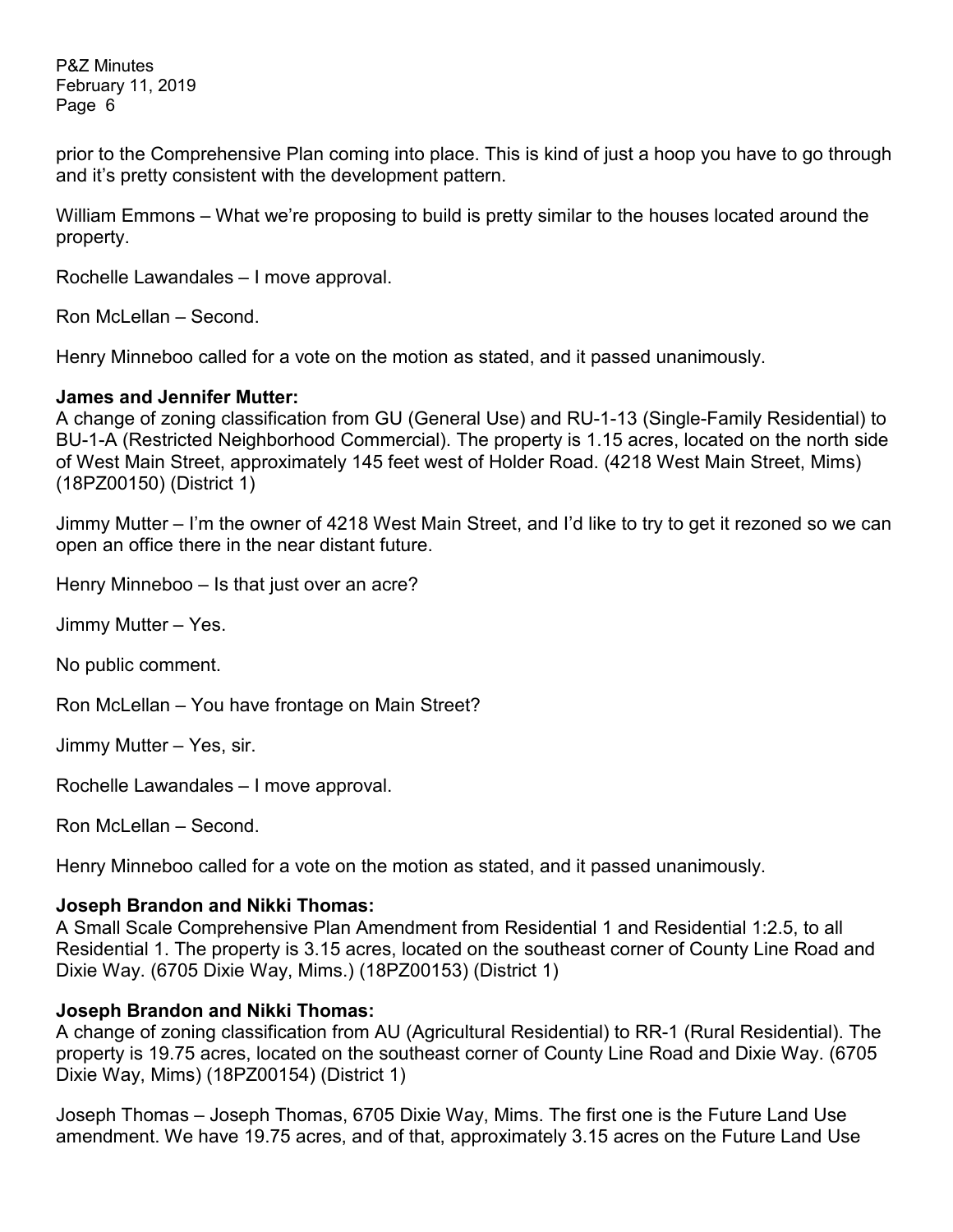prior to the Comprehensive Plan coming into place. This is kind of just a hoop you have to go through and it's pretty consistent with the development pattern.

William Emmons – What we're proposing to build is pretty similar to the houses located around the property.

Rochelle Lawandales – I move approval.

Ron McLellan – Second.

Henry Minneboo called for a vote on the motion as stated, and it passed unanimously.

**James and Jennifer Mutter:**
A change of zoning classification from GU (General Use) and RU-1-13 (Single-Family Residential) to BU-1-A (Restricted Neighborhood Commercial). The property is 1.15 acres, located on the north side of West Main Street, approximately 145 feet west of Holder Road. (4218 West Main Street, Mims) (18PZ00150) (District 1)

Jimmy Mutter – I'm the owner of 4218 West Main Street, and I'd like to try to get it rezoned so we can open an office there in the near distant future.

Henry Minneboo – Is that just over an acre?

Jimmy Mutter – Yes.

No public comment.

Ron McLellan – You have frontage on Main Street?

Jimmy Mutter – Yes, sir.

Rochelle Lawandales – I move approval.

Ron McLellan – Second.

Henry Minneboo called for a vote on the motion as stated, and it passed unanimously.

**Joseph Brandon and Nikki Thomas:**
A Small Scale Comprehensive Plan Amendment from Residential 1 and Residential 1:2.5, to all Residential 1. The property is 3.15 acres, located on the southeast corner of County Line Road and Dixie Way. (6705 Dixie Way, Mims.) (18PZ00153) (District 1)

**Joseph Brandon and Nikki Thomas:**
A change of zoning classification from AU (Agricultural Residential) to RR-1 (Rural Residential). The property is 19.75 acres, located on the southeast corner of County Line Road and Dixie Way. (6705 Dixie Way, Mims) (18PZ00154) (District 1)

Joseph Thomas – Joseph Thomas, 6705 Dixie Way, Mims. The first one is the Future Land Use amendment. We have 19.75 acres, and of that, approximately 3.15 acres on the Future Land Use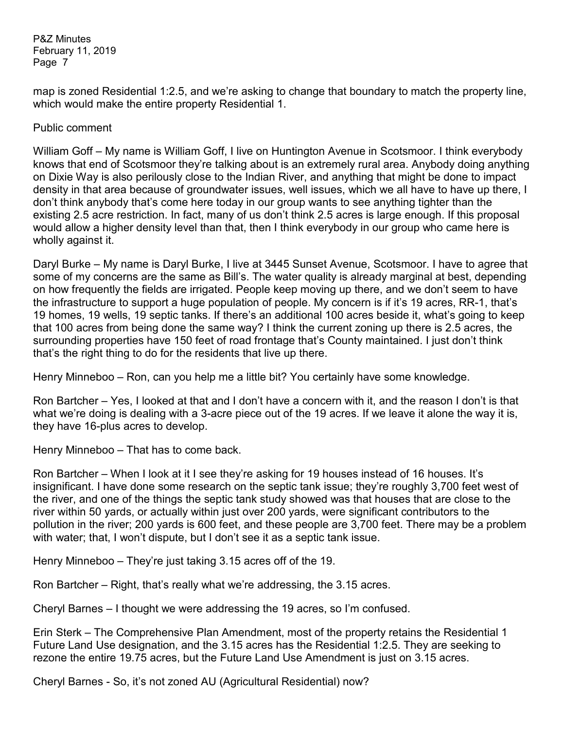map is zoned Residential 1:2.5, and we're asking to change that boundary to match the property line, which would make the entire property Residential 1.

Public comment

William Goff – My name is William Goff, I live on Huntington Avenue in Scotsmoor. I think everybody knows that end of Scotsmoor they're talking about is an extremely rural area. Anybody doing anything on Dixie Way is also perilously close to the Indian River, and anything that might be done to impact density in that area because of groundwater issues, well issues, which we all have to have up there, I don't think anybody that's come here today in our group wants to see anything tighter than the existing 2.5 acre restriction. In fact, many of us don't think 2.5 acres is large enough. If this proposal would allow a higher density level than that, then I think everybody in our group who came here is wholly against it.

Daryl Burke – My name is Daryl Burke, I live at 3445 Sunset Avenue, Scotsmoor. I have to agree that some of my concerns are the same as Bill's. The water quality is already marginal at best, depending on how frequently the fields are irrigated. People keep moving up there, and we don't seem to have the infrastructure to support a huge population of people. My concern is if it's 19 acres, RR-1, that's 19 homes, 19 wells, 19 septic tanks. If there's an additional 100 acres beside it, what's going to keep that 100 acres from being done the same way? I think the current zoning up there is 2.5 acres, the surrounding properties have 150 feet of road frontage that's County maintained. I just don't think that's the right thing to do for the residents that live up there.

Henry Minneboo – Ron, can you help me a little bit? You certainly have some knowledge.

Ron Bartcher – Yes, I looked at that and I don't have a concern with it, and the reason I don't is that what we're doing is dealing with a 3-acre piece out of the 19 acres. If we leave it alone the way it is, they have 16-plus acres to develop.

Henry Minneboo – That has to come back.

Ron Bartcher – When I look at it I see they're asking for 19 houses instead of 16 houses. It's insignificant. I have done some research on the septic tank issue; they're roughly 3,700 feet west of the river, and one of the things the septic tank study showed was that houses that are close to the river within 50 yards, or actually within just over 200 yards, were significant contributors to the pollution in the river; 200 yards is 600 feet, and these people are 3,700 feet. There may be a problem with water; that, I won't dispute, but I don't see it as a septic tank issue.

Henry Minneboo – They're just taking 3.15 acres off of the 19.

Ron Bartcher – Right, that's really what we're addressing, the 3.15 acres.

Cheryl Barnes – I thought we were addressing the 19 acres, so I'm confused.

Erin Sterk – The Comprehensive Plan Amendment, most of the property retains the Residential 1 Future Land Use designation, and the 3.15 acres has the Residential 1:2.5. They are seeking to rezone the entire 19.75 acres, but the Future Land Use Amendment is just on 3.15 acres.

Cheryl Barnes - So, it's not zoned AU (Agricultural Residential) now?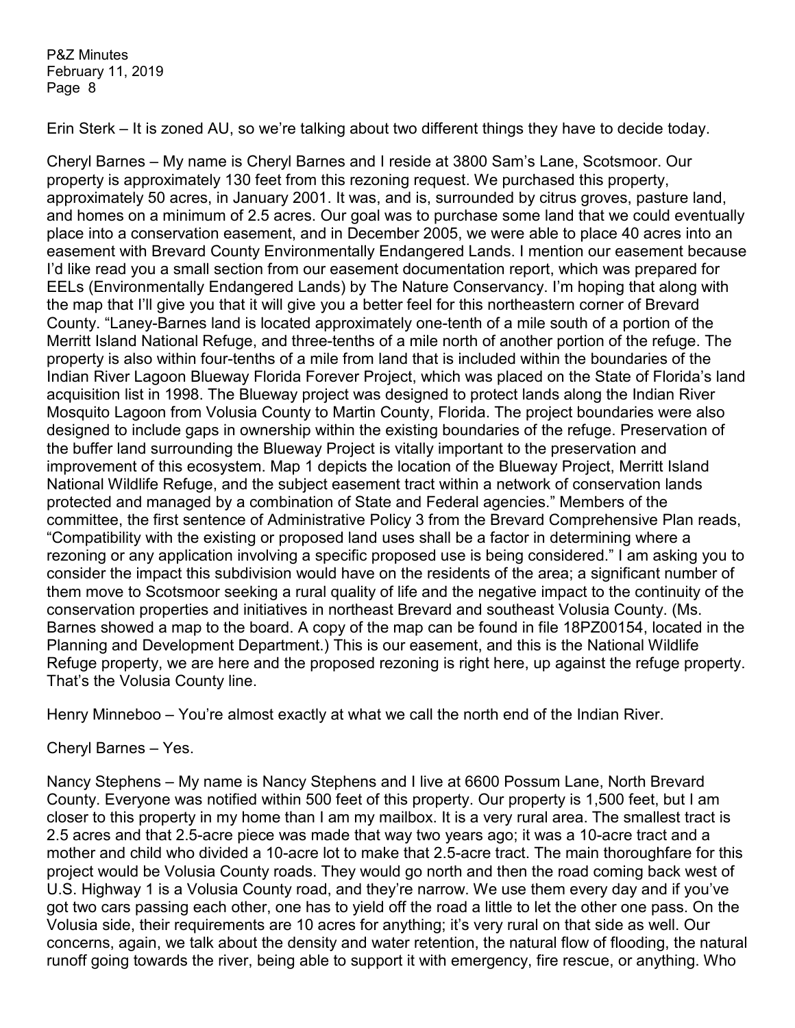Erin Sterk – It is zoned AU, so we're talking about two different things they have to decide today.

Cheryl Barnes – My name is Cheryl Barnes and I reside at 3800 Sam's Lane, Scotsmoor. Our property is approximately 130 feet from this rezoning request. We purchased this property, approximately 50 acres, in January 2001. It was, and is, surrounded by citrus groves, pasture land, and homes on a minimum of 2.5 acres. Our goal was to purchase some land that we could eventually place into a conservation easement, and in December 2005, we were able to place 40 acres into an easement with Brevard County Environmentally Endangered Lands. I mention our easement because I'd like read you a small section from our easement documentation report, which was prepared for EELs (Environmentally Endangered Lands) by The Nature Conservancy. I'm hoping that along with the map that I'll give you that it will give you a better feel for this northeastern corner of Brevard County. "Laney-Barnes land is located approximately one-tenth of a mile south of a portion of the Merritt Island National Refuge, and three-tenths of a mile north of another portion of the refuge. The property is also within four-tenths of a mile from land that is included within the boundaries of the Indian River Lagoon Blueway Florida Forever Project, which was placed on the State of Florida's land acquisition list in 1998. The Blueway project was designed to protect lands along the Indian River Mosquito Lagoon from Volusia County to Martin County, Florida. The project boundaries were also designed to include gaps in ownership within the existing boundaries of the refuge. Preservation of the buffer land surrounding the Blueway Project is vitally important to the preservation and improvement of this ecosystem. Map 1 depicts the location of the Blueway Project, Merritt Island National Wildlife Refuge, and the subject easement tract within a network of conservation lands protected and managed by a combination of State and Federal agencies." Members of the committee, the first sentence of Administrative Policy 3 from the Brevard Comprehensive Plan reads, "Compatibility with the existing or proposed land uses shall be a factor in determining where a rezoning or any application involving a specific proposed use is being considered." I am asking you to consider the impact this subdivision would have on the residents of the area; a significant number of them move to Scotsmoor seeking a rural quality of life and the negative impact to the continuity of the conservation properties and initiatives in northeast Brevard and southeast Volusia County. (Ms. Barnes showed a map to the board. A copy of the map can be found in file 18PZ00154, located in the Planning and Development Department.) This is our easement, and this is the National Wildlife Refuge property, we are here and the proposed rezoning is right here, up against the refuge property. That's the Volusia County line.

Henry Minneboo – You're almost exactly at what we call the north end of the Indian River.

Cheryl Barnes – Yes.

Nancy Stephens – My name is Nancy Stephens and I live at 6600 Possum Lane, North Brevard County. Everyone was notified within 500 feet of this property. Our property is 1,500 feet, but I am closer to this property in my home than I am my mailbox. It is a very rural area. The smallest tract is 2.5 acres and that 2.5-acre piece was made that way two years ago; it was a 10-acre tract and a mother and child who divided a 10-acre lot to make that 2.5-acre tract. The main thoroughfare for this project would be Volusia County roads. They would go north and then the road coming back west of U.S. Highway 1 is a Volusia County road, and they're narrow. We use them every day and if you've got two cars passing each other, one has to yield off the road a little to let the other one pass. On the Volusia side, their requirements are 10 acres for anything; it's very rural on that side as well. Our concerns, again, we talk about the density and water retention, the natural flow of flooding, the natural runoff going towards the river, being able to support it with emergency, fire rescue, or anything. Who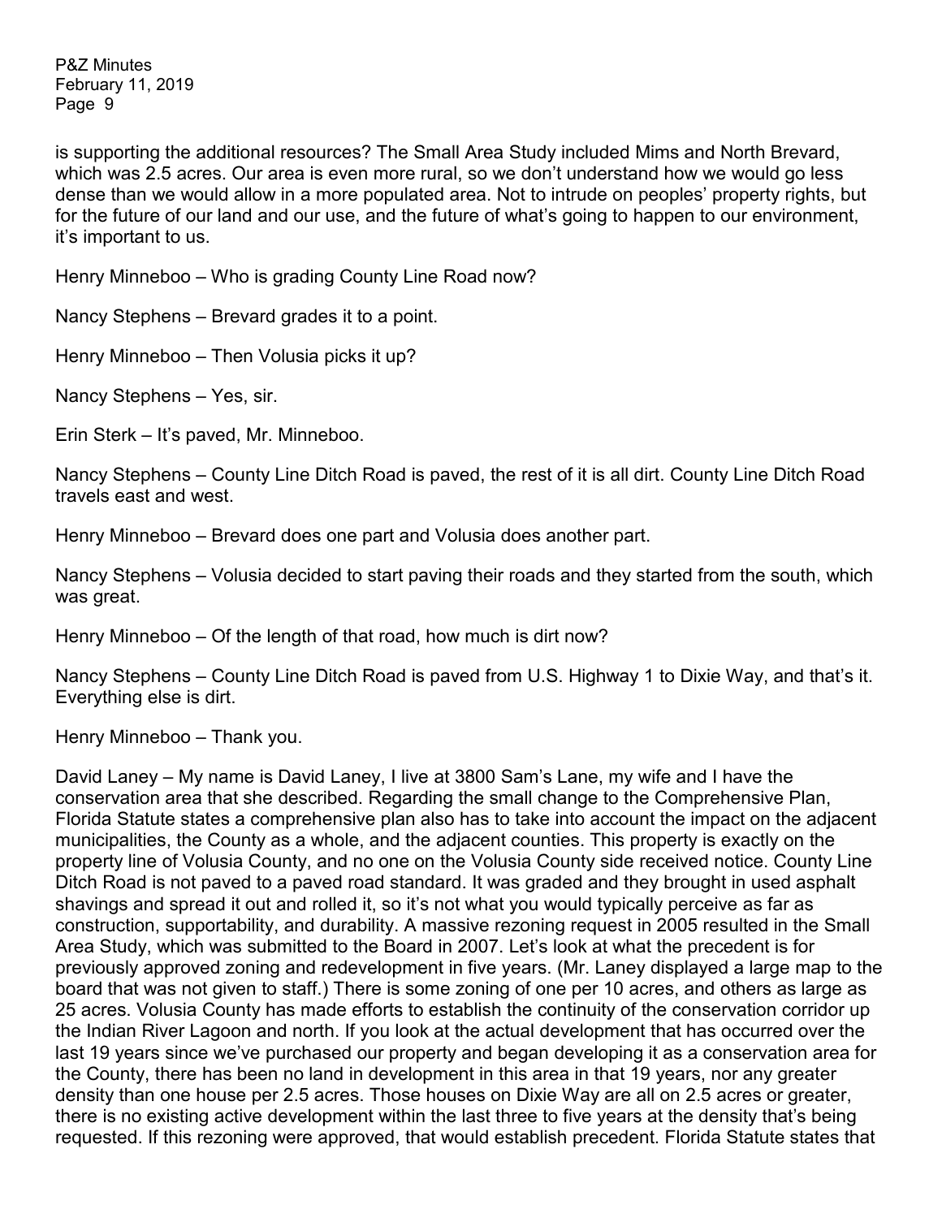is supporting the additional resources? The Small Area Study included Mims and North Brevard, which was 2.5 acres. Our area is even more rural, so we don't understand how we would go less dense than we would allow in a more populated area. Not to intrude on peoples' property rights, but for the future of our land and our use, and the future of what's going to happen to our environment, it's important to us.

Henry Minneboo – Who is grading County Line Road now?

Nancy Stephens – Brevard grades it to a point.

Henry Minneboo – Then Volusia picks it up?

Nancy Stephens – Yes, sir.

Erin Sterk – It's paved, Mr. Minneboo.

Nancy Stephens – County Line Ditch Road is paved, the rest of it is all dirt. County Line Ditch Road travels east and west.

Henry Minneboo – Brevard does one part and Volusia does another part.

Nancy Stephens – Volusia decided to start paving their roads and they started from the south, which was great.

Henry Minneboo – Of the length of that road, how much is dirt now?

Nancy Stephens – County Line Ditch Road is paved from U.S. Highway 1 to Dixie Way, and that's it. Everything else is dirt.

Henry Minneboo – Thank you.

David Laney – My name is David Laney, I live at 3800 Sam's Lane, my wife and I have the conservation area that she described. Regarding the small change to the Comprehensive Plan, Florida Statute states a comprehensive plan also has to take into account the impact on the adjacent municipalities, the County as a whole, and the adjacent counties. This property is exactly on the property line of Volusia County, and no one on the Volusia County side received notice. County Line Ditch Road is not paved to a paved road standard. It was graded and they brought in used asphalt shavings and spread it out and rolled it, so it's not what you would typically perceive as far as construction, supportability, and durability. A massive rezoning request in 2005 resulted in the Small Area Study, which was submitted to the Board in 2007. Let's look at what the precedent is for previously approved zoning and redevelopment in five years. (Mr. Laney displayed a large map to the board that was not given to staff.) There is some zoning of one per 10 acres, and others as large as 25 acres. Volusia County has made efforts to establish the continuity of the conservation corridor up the Indian River Lagoon and north. If you look at the actual development that has occurred over the last 19 years since we've purchased our property and began developing it as a conservation area for the County, there has been no land in development in this area in that 19 years, nor any greater density than one house per 2.5 acres. Those houses on Dixie Way are all on 2.5 acres or greater, there is no existing active development within the last three to five years at the density that's being requested. If this rezoning were approved, that would establish precedent. Florida Statute states that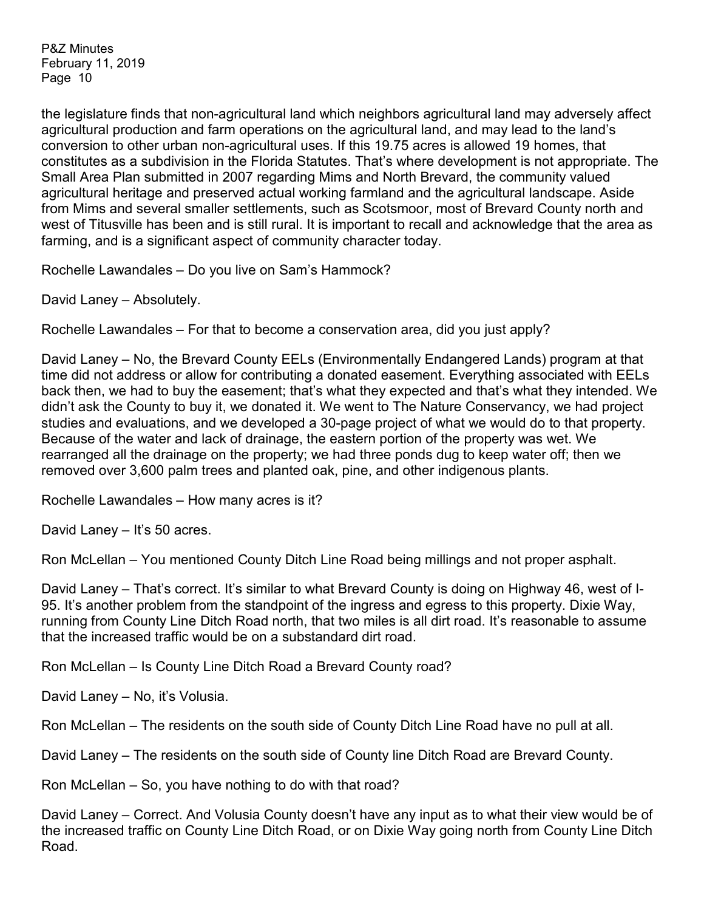the legislature finds that non-agricultural land which neighbors agricultural land may adversely affect agricultural production and farm operations on the agricultural land, and may lead to the land's conversion to other urban non-agricultural uses. If this 19.75 acres is allowed 19 homes, that constitutes as a subdivision in the Florida Statutes. That's where development is not appropriate. The Small Area Plan submitted in 2007 regarding Mims and North Brevard, the community valued agricultural heritage and preserved actual working farmland and the agricultural landscape. Aside from Mims and several smaller settlements, such as Scotsmoor, most of Brevard County north and west of Titusville has been and is still rural. It is important to recall and acknowledge that the area as farming, and is a significant aspect of community character today.

Rochelle Lawandales – Do you live on Sam's Hammock?

David Laney – Absolutely.

Rochelle Lawandales – For that to become a conservation area, did you just apply?

David Laney – No, the Brevard County EELs (Environmentally Endangered Lands) program at that time did not address or allow for contributing a donated easement. Everything associated with EELs back then, we had to buy the easement; that's what they expected and that's what they intended. We didn't ask the County to buy it, we donated it. We went to The Nature Conservancy, we had project studies and evaluations, and we developed a 30-page project of what we would do to that property. Because of the water and lack of drainage, the eastern portion of the property was wet. We rearranged all the drainage on the property; we had three ponds dug to keep water off; then we removed over 3,600 palm trees and planted oak, pine, and other indigenous plants.

Rochelle Lawandales – How many acres is it?

David Laney – It's 50 acres.

Ron McLellan – You mentioned County Ditch Line Road being millings and not proper asphalt.

David Laney – That's correct. It's similar to what Brevard County is doing on Highway 46, west of I-95. It's another problem from the standpoint of the ingress and egress to this property. Dixie Way, running from County Line Ditch Road north, that two miles is all dirt road. It's reasonable to assume that the increased traffic would be on a substandard dirt road.

Ron McLellan – Is County Line Ditch Road a Brevard County road?

David Laney – No, it's Volusia.

Ron McLellan – The residents on the south side of County Ditch Line Road have no pull at all.

David Laney – The residents on the south side of County line Ditch Road are Brevard County.

Ron McLellan – So, you have nothing to do with that road?

David Laney – Correct. And Volusia County doesn't have any input as to what their view would be of the increased traffic on County Line Ditch Road, or on Dixie Way going north from County Line Ditch Road.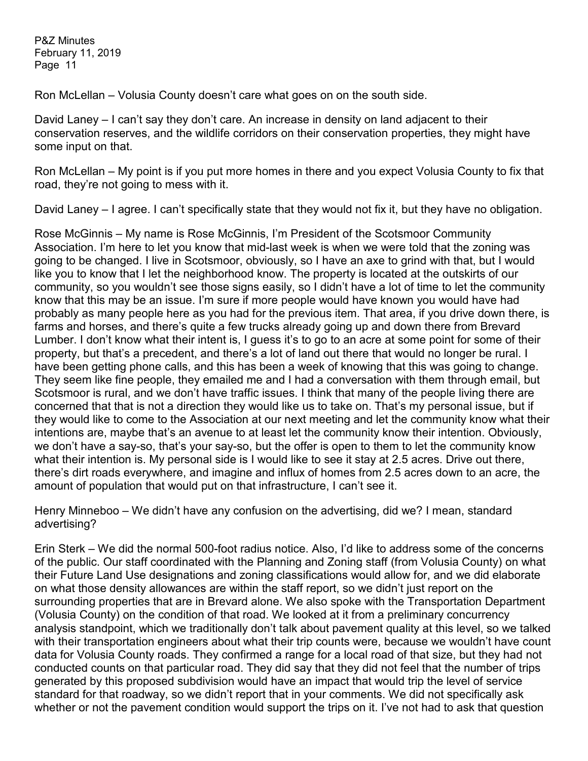Ron McLellan – Volusia County doesn't care what goes on on the south side.

David Laney – I can't say they don't care. An increase in density on land adjacent to their conservation reserves, and the wildlife corridors on their conservation properties, they might have some input on that.

Ron McLellan – My point is if you put more homes in there and you expect Volusia County to fix that road, they're not going to mess with it.

David Laney – I agree. I can't specifically state that they would not fix it, but they have no obligation.

Rose McGinnis – My name is Rose McGinnis, I'm President of the Scotsmoor Community Association. I'm here to let you know that mid-last week is when we were told that the zoning was going to be changed. I live in Scotsmoor, obviously, so I have an axe to grind with that, but I would like you to know that I let the neighborhood know. The property is located at the outskirts of our community, so you wouldn't see those signs easily, so I didn't have a lot of time to let the community know that this may be an issue. I'm sure if more people would have known you would have had probably as many people here as you had for the previous item. That area, if you drive down there, is farms and horses, and there's quite a few trucks already going up and down there from Brevard Lumber. I don't know what their intent is, I guess it's to go to an acre at some point for some of their property, but that's a precedent, and there's a lot of land out there that would no longer be rural. I have been getting phone calls, and this has been a week of knowing that this was going to change. They seem like fine people, they emailed me and I had a conversation with them through email, but Scotsmoor is rural, and we don't have traffic issues. I think that many of the people living there are concerned that that is not a direction they would like us to take on. That's my personal issue, but if they would like to come to the Association at our next meeting and let the community know what their intentions are, maybe that's an avenue to at least let the community know their intention. Obviously, we don't have a say-so, that's your say-so, but the offer is open to them to let the community know what their intention is. My personal side is I would like to see it stay at 2.5 acres. Drive out there, there's dirt roads everywhere, and imagine and influx of homes from 2.5 acres down to an acre, the amount of population that would put on that infrastructure, I can't see it.

Henry Minneboo – We didn't have any confusion on the advertising, did we? I mean, standard advertising?

Erin Sterk – We did the normal 500-foot radius notice. Also, I'd like to address some of the concerns of the public. Our staff coordinated with the Planning and Zoning staff (from Volusia County) on what their Future Land Use designations and zoning classifications would allow for, and we did elaborate on what those density allowances are within the staff report, so we didn't just report on the surrounding properties that are in Brevard alone. We also spoke with the Transportation Department (Volusia County) on the condition of that road. We looked at it from a preliminary concurrency analysis standpoint, which we traditionally don't talk about pavement quality at this level, so we talked with their transportation engineers about what their trip counts were, because we wouldn't have count data for Volusia County roads. They confirmed a range for a local road of that size, but they had not conducted counts on that particular road. They did say that they did not feel that the number of trips generated by this proposed subdivision would have an impact that would trip the level of service standard for that roadway, so we didn't report that in your comments. We did not specifically ask whether or not the pavement condition would support the trips on it. I've not had to ask that question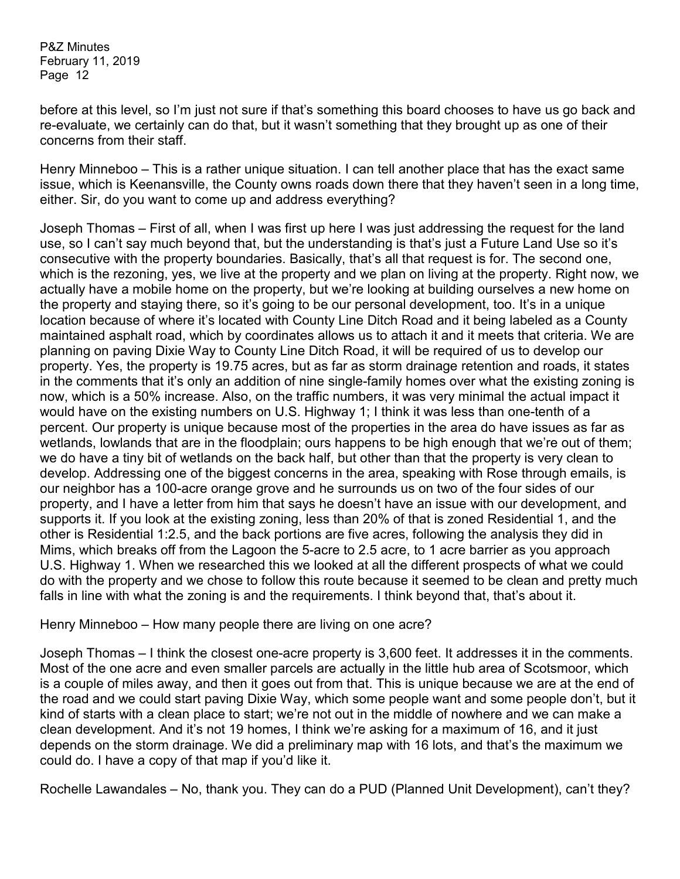before at this level, so I'm just not sure if that's something this board chooses to have us go back and re-evaluate, we certainly can do that, but it wasn't something that they brought up as one of their concerns from their staff.

Henry Minneboo – This is a rather unique situation. I can tell another place that has the exact same issue, which is Keenansville, the County owns roads down there that they haven't seen in a long time, either. Sir, do you want to come up and address everything?

Joseph Thomas – First of all, when I was first up here I was just addressing the request for the land use, so I can't say much beyond that, but the understanding is that's just a Future Land Use so it's consecutive with the property boundaries. Basically, that's all that request is for. The second one, which is the rezoning, yes, we live at the property and we plan on living at the property. Right now, we actually have a mobile home on the property, but we're looking at building ourselves a new home on the property and staying there, so it's going to be our personal development, too. It's in a unique location because of where it's located with County Line Ditch Road and it being labeled as a County maintained asphalt road, which by coordinates allows us to attach it and it meets that criteria. We are planning on paving Dixie Way to County Line Ditch Road, it will be required of us to develop our property. Yes, the property is 19.75 acres, but as far as storm drainage retention and roads, it states in the comments that it's only an addition of nine single-family homes over what the existing zoning is now, which is a 50% increase. Also, on the traffic numbers, it was very minimal the actual impact it would have on the existing numbers on U.S. Highway 1; I think it was less than one-tenth of a percent. Our property is unique because most of the properties in the area do have issues as far as wetlands, lowlands that are in the floodplain; ours happens to be high enough that we're out of them; we do have a tiny bit of wetlands on the back half, but other than that the property is very clean to develop. Addressing one of the biggest concerns in the area, speaking with Rose through emails, is our neighbor has a 100-acre orange grove and he surrounds us on two of the four sides of our property, and I have a letter from him that says he doesn't have an issue with our development, and supports it. If you look at the existing zoning, less than 20% of that is zoned Residential 1, and the other is Residential 1:2.5, and the back portions are five acres, following the analysis they did in Mims, which breaks off from the Lagoon the 5-acre to 2.5 acre, to 1 acre barrier as you approach U.S. Highway 1. When we researched this we looked at all the different prospects of what we could do with the property and we chose to follow this route because it seemed to be clean and pretty much falls in line with what the zoning is and the requirements. I think beyond that, that's about it.

Henry Minneboo – How many people there are living on one acre?

Joseph Thomas – I think the closest one-acre property is 3,600 feet. It addresses it in the comments. Most of the one acre and even smaller parcels are actually in the little hub area of Scotsmoor, which is a couple of miles away, and then it goes out from that. This is unique because we are at the end of the road and we could start paving Dixie Way, which some people want and some people don't, but it kind of starts with a clean place to start; we're not out in the middle of nowhere and we can make a clean development. And it's not 19 homes, I think we're asking for a maximum of 16, and it just depends on the storm drainage. We did a preliminary map with 16 lots, and that's the maximum we could do. I have a copy of that map if you'd like it.

Rochelle Lawandales – No, thank you. They can do a PUD (Planned Unit Development), can't they?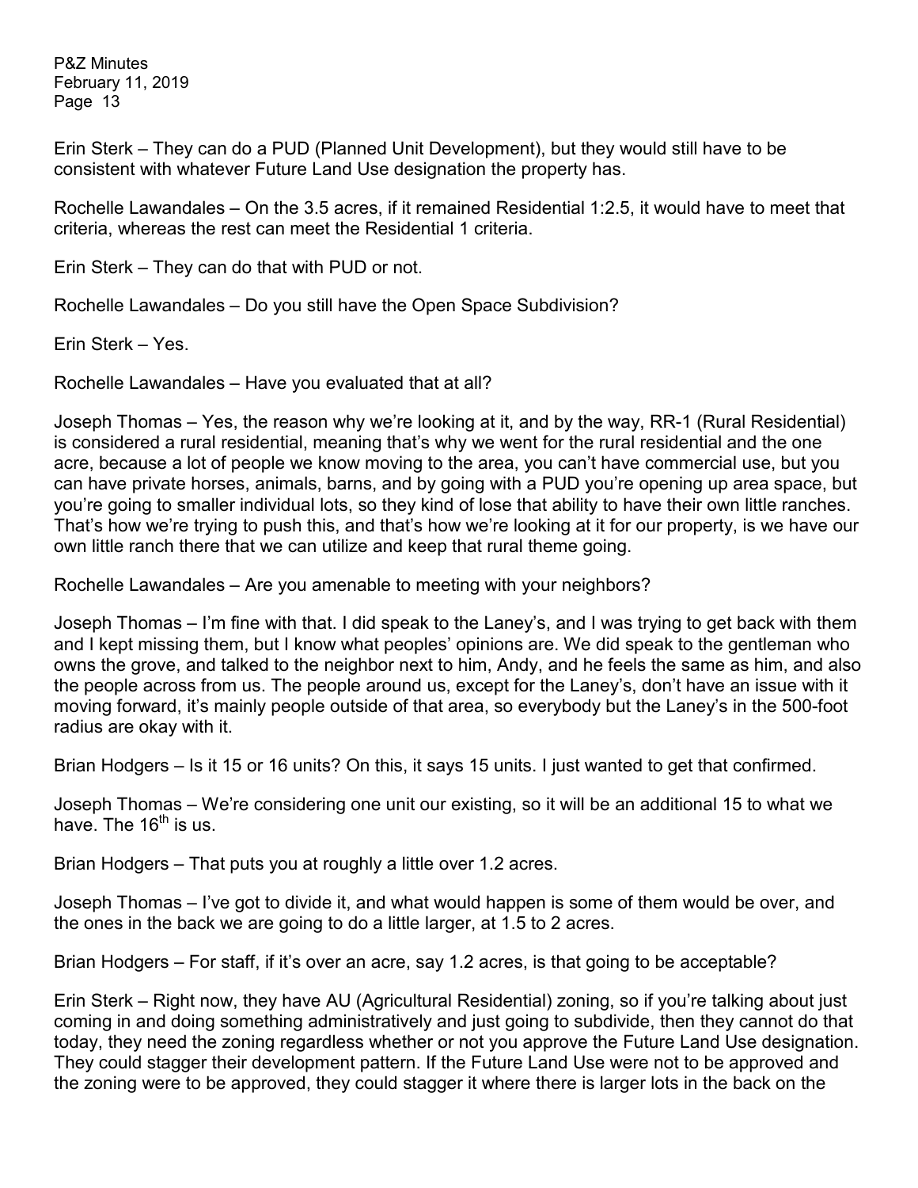Erin Sterk – They can do a PUD (Planned Unit Development), but they would still have to be consistent with whatever Future Land Use designation the property has.

Rochelle Lawandales – On the 3.5 acres, if it remained Residential 1:2.5, it would have to meet that criteria, whereas the rest can meet the Residential 1 criteria.

Erin Sterk – They can do that with PUD or not.

Rochelle Lawandales – Do you still have the Open Space Subdivision?

Erin Sterk – Yes.

Rochelle Lawandales – Have you evaluated that at all?

Joseph Thomas – Yes, the reason why we're looking at it, and by the way, RR-1 (Rural Residential) is considered a rural residential, meaning that's why we went for the rural residential and the one acre, because a lot of people we know moving to the area, you can't have commercial use, but you can have private horses, animals, barns, and by going with a PUD you're opening up area space, but you're going to smaller individual lots, so they kind of lose that ability to have their own little ranches. That's how we're trying to push this, and that's how we're looking at it for our property, is we have our own little ranch there that we can utilize and keep that rural theme going.

Rochelle Lawandales – Are you amenable to meeting with your neighbors?

Joseph Thomas – I'm fine with that. I did speak to the Laney's, and I was trying to get back with them and I kept missing them, but I know what peoples' opinions are. We did speak to the gentleman who owns the grove, and talked to the neighbor next to him, Andy, and he feels the same as him, and also the people across from us. The people around us, except for the Laney's, don't have an issue with it moving forward, it's mainly people outside of that area, so everybody but the Laney's in the 500-foot radius are okay with it.

Brian Hodgers – Is it 15 or 16 units? On this, it says 15 units. I just wanted to get that confirmed.

Joseph Thomas – We're considering one unit our existing, so it will be an additional 15 to what we have. The 16th is us.

Brian Hodgers – That puts you at roughly a little over 1.2 acres.

Joseph Thomas – I've got to divide it, and what would happen is some of them would be over, and the ones in the back we are going to do a little larger, at 1.5 to 2 acres.

Brian Hodgers – For staff, if it's over an acre, say 1.2 acres, is that going to be acceptable?

Erin Sterk – Right now, they have AU (Agricultural Residential) zoning, so if you're talking about just coming in and doing something administratively and just going to subdivide, then they cannot do that today, they need the zoning regardless whether or not you approve the Future Land Use designation. They could stagger their development pattern. If the Future Land Use were not to be approved and the zoning were to be approved, they could stagger it where there is larger lots in the back on the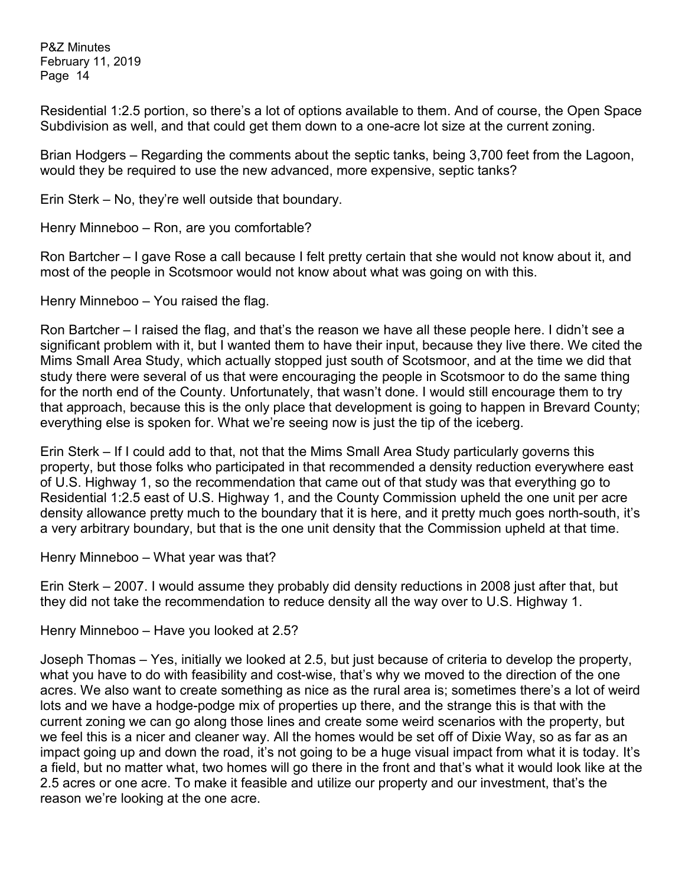Residential 1:2.5 portion, so there's a lot of options available to them. And of course, the Open Space Subdivision as well, and that could get them down to a one-acre lot size at the current zoning.

Brian Hodgers – Regarding the comments about the septic tanks, being 3,700 feet from the Lagoon, would they be required to use the new advanced, more expensive, septic tanks?

Erin Sterk – No, they're well outside that boundary.

Henry Minneboo – Ron, are you comfortable?

Ron Bartcher – I gave Rose a call because I felt pretty certain that she would not know about it, and most of the people in Scotsmoor would not know about what was going on with this.

Henry Minneboo – You raised the flag.

Ron Bartcher – I raised the flag, and that's the reason we have all these people here. I didn't see a significant problem with it, but I wanted them to have their input, because they live there. We cited the Mims Small Area Study, which actually stopped just south of Scotsmoor, and at the time we did that study there were several of us that were encouraging the people in Scotsmoor to do the same thing for the north end of the County. Unfortunately, that wasn't done. I would still encourage them to try that approach, because this is the only place that development is going to happen in Brevard County; everything else is spoken for. What we're seeing now is just the tip of the iceberg.

Erin Sterk – If I could add to that, not that the Mims Small Area Study particularly governs this property, but those folks who participated in that recommended a density reduction everywhere east of U.S. Highway 1, so the recommendation that came out of that study was that everything go to Residential 1:2.5 east of U.S. Highway 1, and the County Commission upheld the one unit per acre density allowance pretty much to the boundary that it is here, and it pretty much goes north-south, it's a very arbitrary boundary, but that is the one unit density that the Commission upheld at that time.

Henry Minneboo – What year was that?

Erin Sterk – 2007. I would assume they probably did density reductions in 2008 just after that, but they did not take the recommendation to reduce density all the way over to U.S. Highway 1.

Henry Minneboo – Have you looked at 2.5?

Joseph Thomas – Yes, initially we looked at 2.5, but just because of criteria to develop the property, what you have to do with feasibility and cost-wise, that's why we moved to the direction of the one acres. We also want to create something as nice as the rural area is; sometimes there's a lot of weird lots and we have a hodge-podge mix of properties up there, and the strange this is that with the current zoning we can go along those lines and create some weird scenarios with the property, but we feel this is a nicer and cleaner way. All the homes would be set off of Dixie Way, so as far as an impact going up and down the road, it's not going to be a huge visual impact from what it is today. It's a field, but no matter what, two homes will go there in the front and that's what it would look like at the 2.5 acres or one acre. To make it feasible and utilize our property and our investment, that's the reason we're looking at the one acre.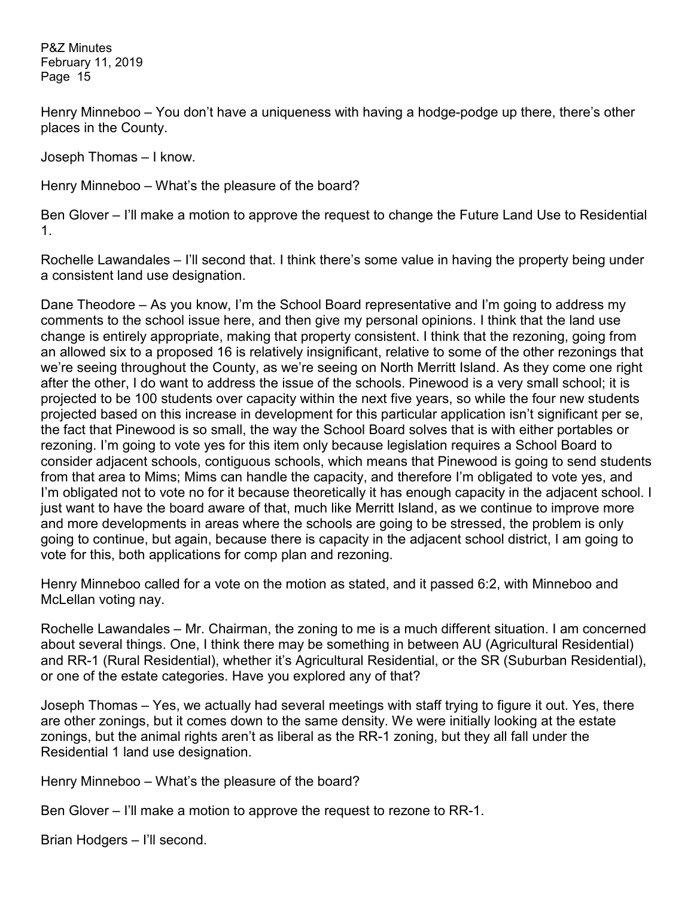Henry Minneboo – You don't have a uniqueness with having a hodge-podge up there, there's other places in the County.

Joseph Thomas – I know.

Henry Minneboo – What's the pleasure of the board?

Ben Glover – I'll make a motion to approve the request to change the Future Land Use to Residential 1.

Rochelle Lawandales – I'll second that. I think there's some value in having the property being under a consistent land use designation.

Dane Theodore – As you know, I'm the School Board representative and I'm going to address my comments to the school issue here, and then give my personal opinions. I think that the land use change is entirely appropriate, making that property consistent. I think that the rezoning, going from an allowed six to a proposed 16 is relatively insignificant, relative to some of the other rezonings that we're seeing throughout the County, as we're seeing on North Merritt Island. As they come one right after the other, I do want to address the issue of the schools. Pinewood is a very small school; it is projected to be 100 students over capacity within the next five years, so while the four new students projected based on this increase in development for this particular application isn't significant per se, the fact that Pinewood is so small, the way the School Board solves that is with either portables or rezoning. I'm going to vote yes for this item only because legislation requires a School Board to consider adjacent schools, contiguous schools, which means that Pinewood is going to send students from that area to Mims; Mims can handle the capacity, and therefore I'm obligated to vote yes, and I'm obligated not to vote no for it because theoretically it has enough capacity in the adjacent school. I just want to have the board aware of that, much like Merritt Island, as we continue to improve more and more developments in areas where the schools are going to be stressed, the problem is only going to continue, but again, because there is capacity in the adjacent school district, I am going to vote for this, both applications for comp plan and rezoning.

Henry Minneboo called for a vote on the motion as stated, and it passed 6:2, with Minneboo and McLellan voting nay.

Rochelle Lawandales – Mr. Chairman, the zoning to me is a much different situation. I am concerned about several things. One, I think there may be something in between AU (Agricultural Residential) and RR-1 (Rural Residential), whether it's Agricultural Residential, or the SR (Suburban Residential), or one of the estate categories. Have you explored any of that?

Joseph Thomas – Yes, we actually had several meetings with staff trying to figure it out. Yes, there are other zonings, but it comes down to the same density. We were initially looking at the estate zonings, but the animal rights aren't as liberal as the RR-1 zoning, but they all fall under the Residential 1 land use designation.

Henry Minneboo – What's the pleasure of the board?

Ben Glover – I'll make a motion to approve the request to rezone to RR-1.

Brian Hodgers – I'll second.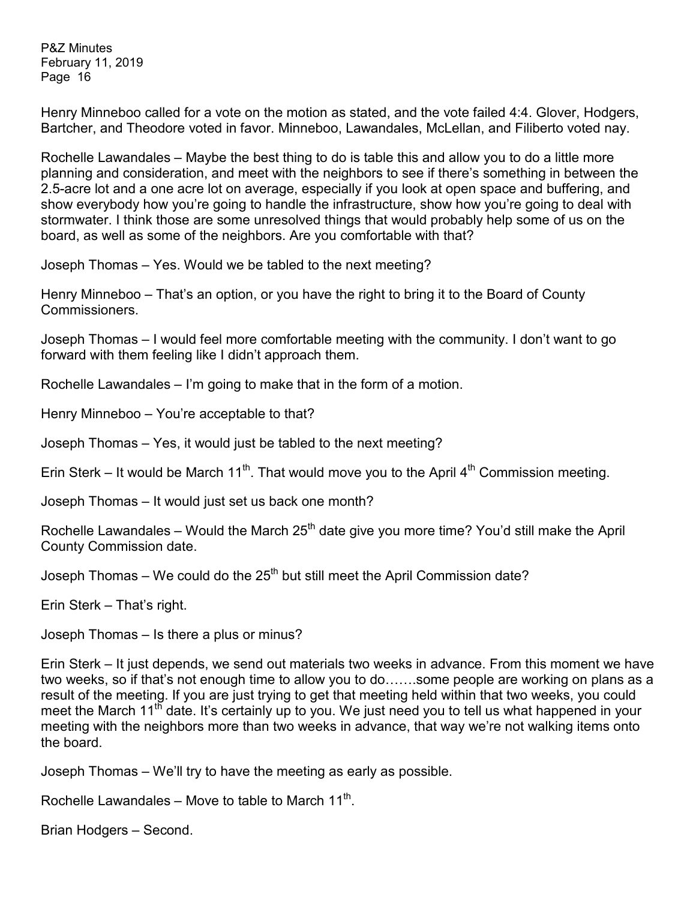Henry Minneboo called for a vote on the motion as stated, and the vote failed 4:4. Glover, Hodgers, Bartcher, and Theodore voted in favor. Minneboo, Lawandales, McLellan, and Filiberto voted nay.

Rochelle Lawandales – Maybe the best thing to do is table this and allow you to do a little more planning and consideration, and meet with the neighbors to see if there's something in between the 2.5-acre lot and a one acre lot on average, especially if you look at open space and buffering, and show everybody how you're going to handle the infrastructure, show how you're going to deal with stormwater. I think those are some unresolved things that would probably help some of us on the board, as well as some of the neighbors. Are you comfortable with that?

Joseph Thomas – Yes. Would we be tabled to the next meeting?

Henry Minneboo – That's an option, or you have the right to bring it to the Board of County Commissioners.

Joseph Thomas – I would feel more comfortable meeting with the community. I don't want to go forward with them feeling like I didn't approach them.

Rochelle Lawandales – I'm going to make that in the form of a motion.

Henry Minneboo – You're acceptable to that?

Joseph Thomas – Yes, it would just be tabled to the next meeting?

Erin Sterk – It would be March 11th. That would move you to the April 4th Commission meeting.

Joseph Thomas – It would just set us back one month?

Rochelle Lawandales – Would the March 25th date give you more time? You'd still make the April County Commission date.

Joseph Thomas – We could do the 25th but still meet the April Commission date?

Erin Sterk – That's right.

Joseph Thomas – Is there a plus or minus?

Erin Sterk – It just depends, we send out materials two weeks in advance. From this moment we have two weeks, so if that's not enough time to allow you to do…….some people are working on plans as a result of the meeting. If you are just trying to get that meeting held within that two weeks, you could meet the March 11th date. It's certainly up to you. We just need you to tell us what happened in your meeting with the neighbors more than two weeks in advance, that way we're not walking items onto the board.

Joseph Thomas – We'll try to have the meeting as early as possible.

Rochelle Lawandales – Move to table to March 11th.

Brian Hodgers – Second.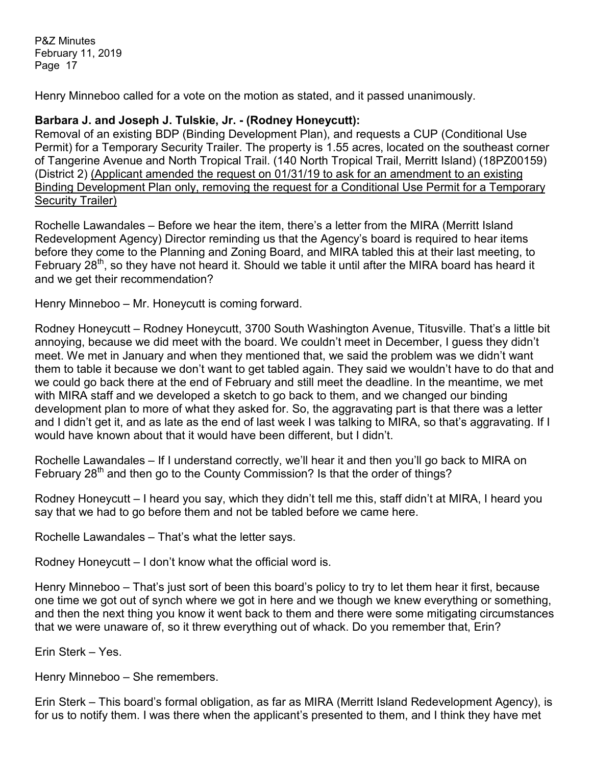Henry Minneboo called for a vote on the motion as stated, and it passed unanimously.

**Barbara J. and Joseph J. Tulskie, Jr. - (Rodney Honeycutt):**
Removal of an existing BDP (Binding Development Plan), and requests a CUP (Conditional Use Permit) for a Temporary Security Trailer. The property is 1.55 acres, located on the southeast corner of Tangerine Avenue and North Tropical Trail. (140 North Tropical Trail, Merritt Island) (18PZ00159) (District 2) (Applicant amended the request on 01/31/19 to ask for an amendment to an existing Binding Development Plan only, removing the request for a Conditional Use Permit for a Temporary Security Trailer)

Rochelle Lawandales – Before we hear the item, there's a letter from the MIRA (Merritt Island Redevelopment Agency) Director reminding us that the Agency's board is required to hear items before they come to the Planning and Zoning Board, and MIRA tabled this at their last meeting, to February 28th, so they have not heard it. Should we table it until after the MIRA board has heard it and we get their recommendation?

Henry Minneboo – Mr. Honeycutt is coming forward.

Rodney Honeycutt – Rodney Honeycutt, 3700 South Washington Avenue, Titusville. That's a little bit annoying, because we did meet with the board. We couldn't meet in December, I guess they didn't meet. We met in January and when they mentioned that, we said the problem was we didn't want them to table it because we don't want to get tabled again. They said we wouldn't have to do that and we could go back there at the end of February and still meet the deadline. In the meantime, we met with MIRA staff and we developed a sketch to go back to them, and we changed our binding development plan to more of what they asked for. So, the aggravating part is that there was a letter and I didn't get it, and as late as the end of last week I was talking to MIRA, so that's aggravating. If I would have known about that it would have been different, but I didn't.

Rochelle Lawandales – If I understand correctly, we'll hear it and then you'll go back to MIRA on February 28th and then go to the County Commission? Is that the order of things?

Rodney Honeycutt – I heard you say, which they didn't tell me this, staff didn't at MIRA, I heard you say that we had to go before them and not be tabled before we came here.

Rochelle Lawandales – That's what the letter says.

Rodney Honeycutt – I don't know what the official word is.

Henry Minneboo – That's just sort of been this board's policy to try to let them hear it first, because one time we got out of synch where we got in here and we though we knew everything or something, and then the next thing you know it went back to them and there were some mitigating circumstances that we were unaware of, so it threw everything out of whack. Do you remember that, Erin?

Erin Sterk – Yes.

Henry Minneboo – She remembers.

Erin Sterk – This board's formal obligation, as far as MIRA (Merritt Island Redevelopment Agency), is for us to notify them. I was there when the applicant's presented to them, and I think they have met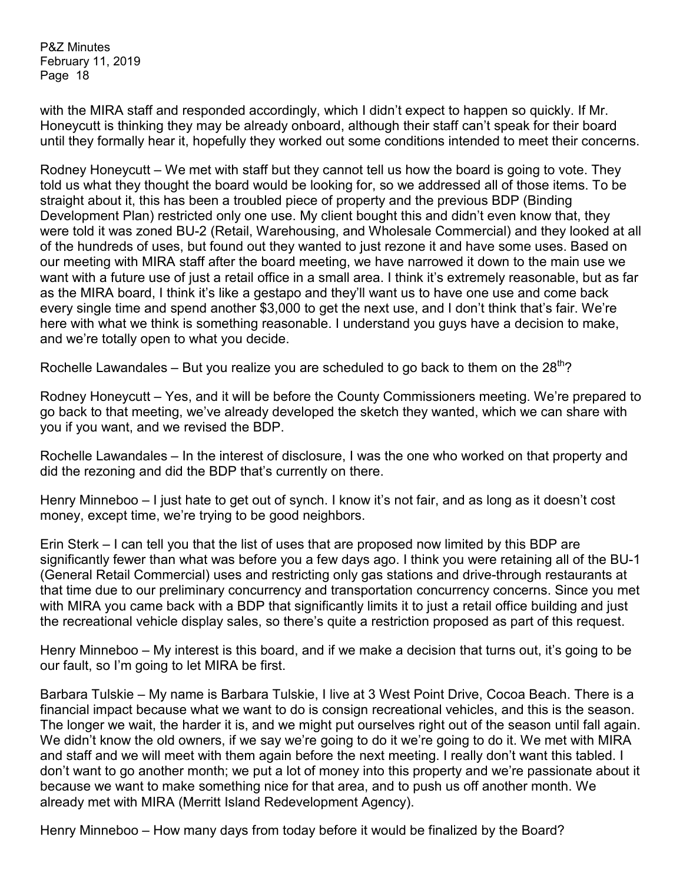with the MIRA staff and responded accordingly, which I didn't expect to happen so quickly. If Mr. Honeycutt is thinking they may be already onboard, although their staff can't speak for their board until they formally hear it, hopefully they worked out some conditions intended to meet their concerns.

Rodney Honeycutt – We met with staff but they cannot tell us how the board is going to vote. They told us what they thought the board would be looking for, so we addressed all of those items. To be straight about it, this has been a troubled piece of property and the previous BDP (Binding Development Plan) restricted only one use. My client bought this and didn't even know that, they were told it was zoned BU-2 (Retail, Warehousing, and Wholesale Commercial) and they looked at all of the hundreds of uses, but found out they wanted to just rezone it and have some uses. Based on our meeting with MIRA staff after the board meeting, we have narrowed it down to the main use we want with a future use of just a retail office in a small area. I think it's extremely reasonable, but as far as the MIRA board, I think it's like a gestapo and they'll want us to have one use and come back every single time and spend another $3,000 to get the next use, and I don't think that's fair. We're here with what we think is something reasonable. I understand you guys have a decision to make, and we're totally open to what you decide.

Rochelle Lawandales – But you realize you are scheduled to go back to them on the 28th?

Rodney Honeycutt – Yes, and it will be before the County Commissioners meeting. We're prepared to go back to that meeting, we've already developed the sketch they wanted, which we can share with you if you want, and we revised the BDP.

Rochelle Lawandales – In the interest of disclosure, I was the one who worked on that property and did the rezoning and did the BDP that's currently on there.

Henry Minneboo – I just hate to get out of synch. I know it's not fair, and as long as it doesn't cost money, except time, we're trying to be good neighbors.

Erin Sterk – I can tell you that the list of uses that are proposed now limited by this BDP are significantly fewer than what was before you a few days ago. I think you were retaining all of the BU-1 (General Retail Commercial) uses and restricting only gas stations and drive-through restaurants at that time due to our preliminary concurrency and transportation concurrency concerns. Since you met with MIRA you came back with a BDP that significantly limits it to just a retail office building and just the recreational vehicle display sales, so there's quite a restriction proposed as part of this request.

Henry Minneboo – My interest is this board, and if we make a decision that turns out, it's going to be our fault, so I'm going to let MIRA be first.

Barbara Tulskie – My name is Barbara Tulskie, I live at 3 West Point Drive, Cocoa Beach. There is a financial impact because what we want to do is consign recreational vehicles, and this is the season. The longer we wait, the harder it is, and we might put ourselves right out of the season until fall again. We didn't know the old owners, if we say we're going to do it we're going to do it. We met with MIRA and staff and we will meet with them again before the next meeting. I really don't want this tabled. I don't want to go another month; we put a lot of money into this property and we're passionate about it because we want to make something nice for that area, and to push us off another month. We already met with MIRA (Merritt Island Redevelopment Agency).

Henry Minneboo – How many days from today before it would be finalized by the Board?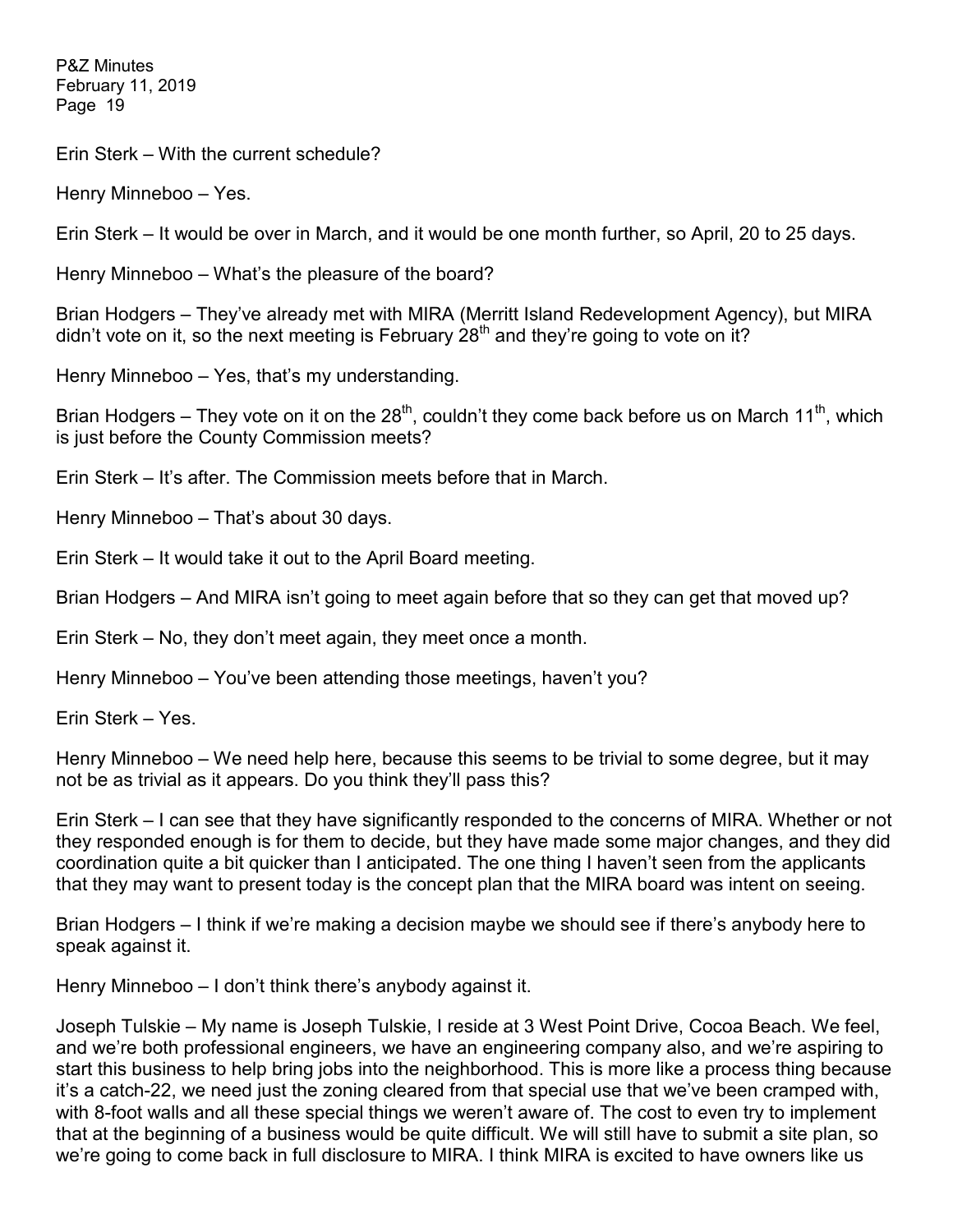Erin Sterk – With the current schedule?

Henry Minneboo – Yes.

Erin Sterk – It would be over in March, and it would be one month further, so April, 20 to 25 days.

Henry Minneboo – What's the pleasure of the board?

Brian Hodgers – They've already met with MIRA (Merritt Island Redevelopment Agency), but MIRA didn't vote on it, so the next meeting is February 28th and they're going to vote on it?

Henry Minneboo – Yes, that's my understanding.

Brian Hodgers – They vote on it on the 28th, couldn't they come back before us on March 11th, which is just before the County Commission meets?

Erin Sterk – It's after. The Commission meets before that in March.

Henry Minneboo – That's about 30 days.

Erin Sterk – It would take it out to the April Board meeting.

Brian Hodgers – And MIRA isn't going to meet again before that so they can get that moved up?

Erin Sterk – No, they don't meet again, they meet once a month.

Henry Minneboo – You've been attending those meetings, haven't you?

Erin Sterk – Yes.

Henry Minneboo – We need help here, because this seems to be trivial to some degree, but it may not be as trivial as it appears. Do you think they'll pass this?

Erin Sterk – I can see that they have significantly responded to the concerns of MIRA. Whether or not they responded enough is for them to decide, but they have made some major changes, and they did coordination quite a bit quicker than I anticipated. The one thing I haven't seen from the applicants that they may want to present today is the concept plan that the MIRA board was intent on seeing.

Brian Hodgers – I think if we're making a decision maybe we should see if there's anybody here to speak against it.

Henry Minneboo – I don't think there's anybody against it.

Joseph Tulskie – My name is Joseph Tulskie, I reside at 3 West Point Drive, Cocoa Beach. We feel, and we're both professional engineers, we have an engineering company also, and we're aspiring to start this business to help bring jobs into the neighborhood. This is more like a process thing because it's a catch-22, we need just the zoning cleared from that special use that we've been cramped with, with 8-foot walls and all these special things we weren't aware of. The cost to even try to implement that at the beginning of a business would be quite difficult. We will still have to submit a site plan, so we're going to come back in full disclosure to MIRA. I think MIRA is excited to have owners like us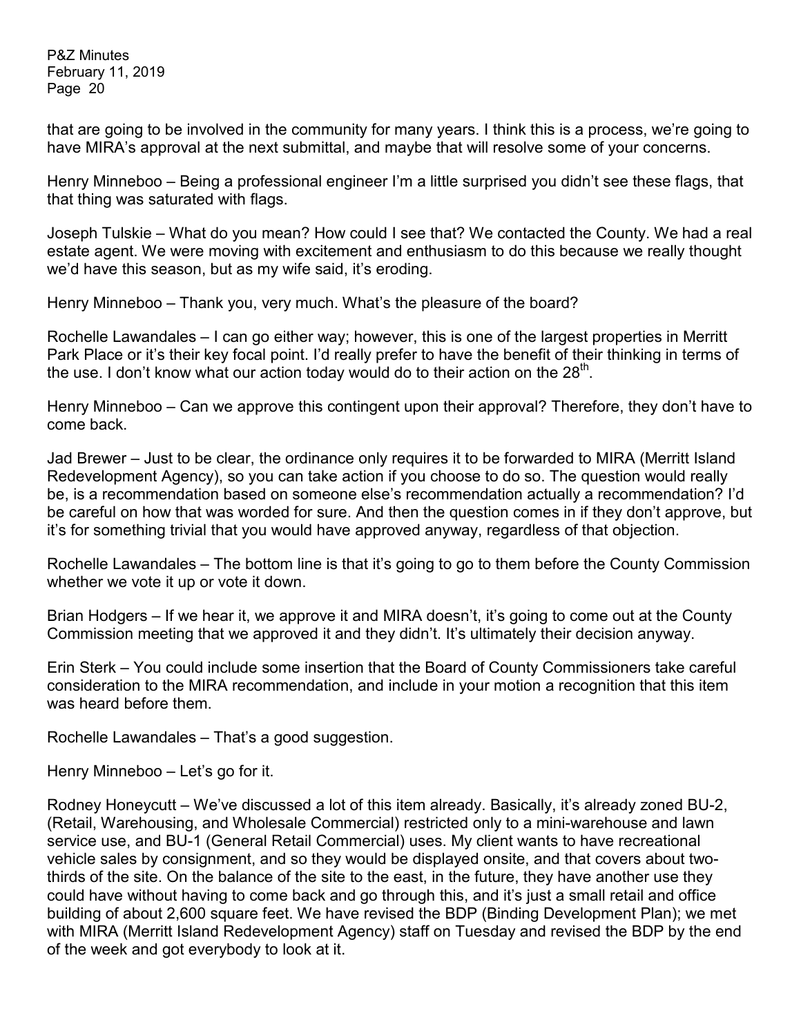that are going to be involved in the community for many years. I think this is a process, we're going to have MIRA's approval at the next submittal, and maybe that will resolve some of your concerns.

Henry Minneboo – Being a professional engineer I'm a little surprised you didn't see these flags, that that thing was saturated with flags.

Joseph Tulskie – What do you mean? How could I see that? We contacted the County. We had a real estate agent. We were moving with excitement and enthusiasm to do this because we really thought we'd have this season, but as my wife said, it's eroding.

Henry Minneboo – Thank you, very much. What's the pleasure of the board?

Rochelle Lawandales – I can go either way; however, this is one of the largest properties in Merritt Park Place or it's their key focal point. I'd really prefer to have the benefit of their thinking in terms of the use. I don't know what our action today would do to their action on the 28th.

Henry Minneboo – Can we approve this contingent upon their approval? Therefore, they don't have to come back.

Jad Brewer – Just to be clear, the ordinance only requires it to be forwarded to MIRA (Merritt Island Redevelopment Agency), so you can take action if you choose to do so. The question would really be, is a recommendation based on someone else's recommendation actually a recommendation? I'd be careful on how that was worded for sure. And then the question comes in if they don't approve, but it's for something trivial that you would have approved anyway, regardless of that objection.

Rochelle Lawandales – The bottom line is that it's going to go to them before the County Commission whether we vote it up or vote it down.

Brian Hodgers – If we hear it, we approve it and MIRA doesn't, it's going to come out at the County Commission meeting that we approved it and they didn't. It's ultimately their decision anyway.

Erin Sterk – You could include some insertion that the Board of County Commissioners take careful consideration to the MIRA recommendation, and include in your motion a recognition that this item was heard before them.

Rochelle Lawandales – That's a good suggestion.

Henry Minneboo – Let's go for it.

Rodney Honeycutt – We've discussed a lot of this item already. Basically, it's already zoned BU-2, (Retail, Warehousing, and Wholesale Commercial) restricted only to a mini-warehouse and lawn service use, and BU-1 (General Retail Commercial) uses. My client wants to have recreational vehicle sales by consignment, and so they would be displayed onsite, and that covers about two-thirds of the site. On the balance of the site to the east, in the future, they have another use they could have without having to come back and go through this, and it's just a small retail and office building of about 2,600 square feet. We have revised the BDP (Binding Development Plan); we met with MIRA (Merritt Island Redevelopment Agency) staff on Tuesday and revised the BDP by the end of the week and got everybody to look at it.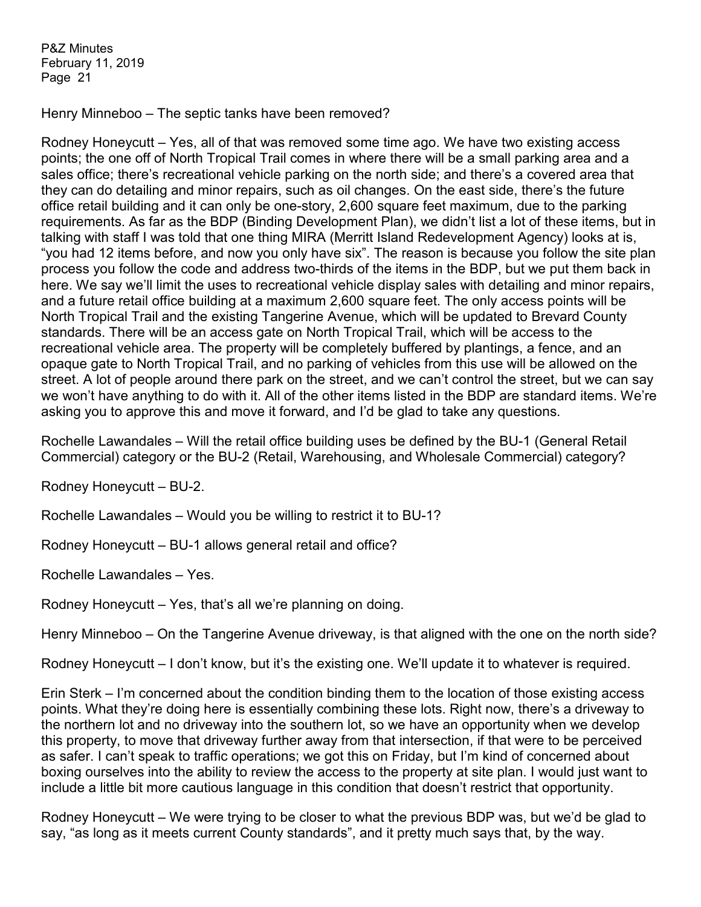Henry Minneboo – The septic tanks have been removed?

Rodney Honeycutt – Yes, all of that was removed some time ago. We have two existing access points; the one off of North Tropical Trail comes in where there will be a small parking area and a sales office; there's recreational vehicle parking on the north side; and there's a covered area that they can do detailing and minor repairs, such as oil changes. On the east side, there's the future office retail building and it can only be one-story, 2,600 square feet maximum, due to the parking requirements. As far as the BDP (Binding Development Plan), we didn't list a lot of these items, but in talking with staff I was told that one thing MIRA (Merritt Island Redevelopment Agency) looks at is, "you had 12 items before, and now you only have six". The reason is because you follow the site plan process you follow the code and address two-thirds of the items in the BDP, but we put them back in here. We say we'll limit the uses to recreational vehicle display sales with detailing and minor repairs, and a future retail office building at a maximum 2,600 square feet. The only access points will be North Tropical Trail and the existing Tangerine Avenue, which will be updated to Brevard County standards. There will be an access gate on North Tropical Trail, which will be access to the recreational vehicle area. The property will be completely buffered by plantings, a fence, and an opaque gate to North Tropical Trail, and no parking of vehicles from this use will be allowed on the street. A lot of people around there park on the street, and we can't control the street, but we can say we won't have anything to do with it. All of the other items listed in the BDP are standard items. We're asking you to approve this and move it forward, and I'd be glad to take any questions.

Rochelle Lawandales – Will the retail office building uses be defined by the BU-1 (General Retail Commercial) category or the BU-2 (Retail, Warehousing, and Wholesale Commercial) category?

Rodney Honeycutt – BU-2.

Rochelle Lawandales – Would you be willing to restrict it to BU-1?

Rodney Honeycutt – BU-1 allows general retail and office?

Rochelle Lawandales – Yes.

Rodney Honeycutt – Yes, that's all we're planning on doing.

Henry Minneboo – On the Tangerine Avenue driveway, is that aligned with the one on the north side?

Rodney Honeycutt – I don't know, but it's the existing one. We'll update it to whatever is required.

Erin Sterk – I'm concerned about the condition binding them to the location of those existing access points. What they're doing here is essentially combining these lots. Right now, there's a driveway to the northern lot and no driveway into the southern lot, so we have an opportunity when we develop this property, to move that driveway further away from that intersection, if that were to be perceived as safer. I can't speak to traffic operations; we got this on Friday, but I'm kind of concerned about boxing ourselves into the ability to review the access to the property at site plan. I would just want to include a little bit more cautious language in this condition that doesn't restrict that opportunity.

Rodney Honeycutt – We were trying to be closer to what the previous BDP was, but we'd be glad to say, "as long as it meets current County standards", and it pretty much says that, by the way.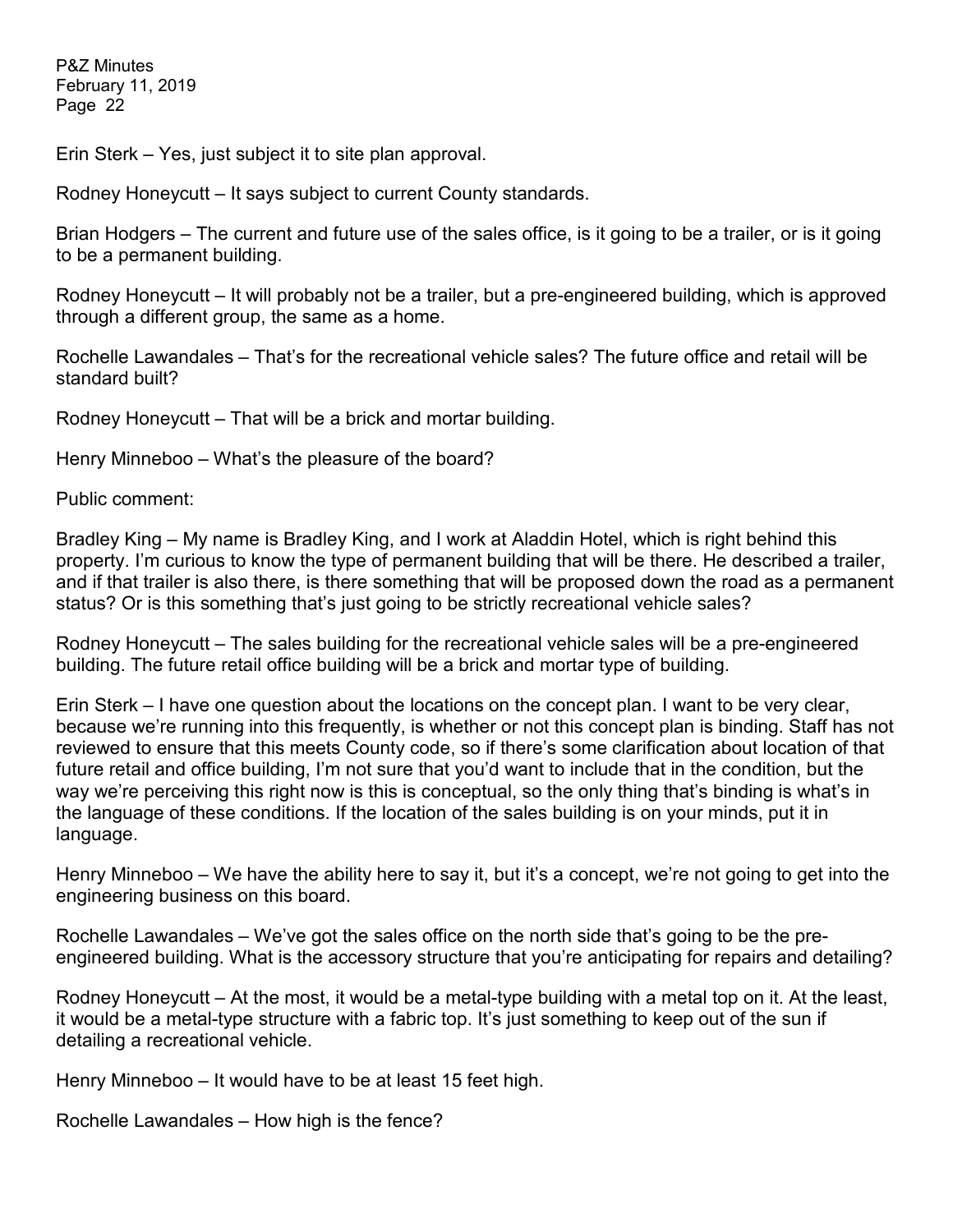Erin Sterk – Yes, just subject it to site plan approval.

Rodney Honeycutt – It says subject to current County standards.

Brian Hodgers – The current and future use of the sales office, is it going to be a trailer, or is it going to be a permanent building.

Rodney Honeycutt – It will probably not be a trailer, but a pre-engineered building, which is approved through a different group, the same as a home.

Rochelle Lawandales – That's for the recreational vehicle sales? The future office and retail will be standard built?

Rodney Honeycutt – That will be a brick and mortar building.

Henry Minneboo – What's the pleasure of the board?

Public comment:

Bradley King – My name is Bradley King, and I work at Aladdin Hotel, which is right behind this property. I'm curious to know the type of permanent building that will be there. He described a trailer, and if that trailer is also there, is there something that will be proposed down the road as a permanent status? Or is this something that's just going to be strictly recreational vehicle sales?

Rodney Honeycutt – The sales building for the recreational vehicle sales will be a pre-engineered building. The future retail office building will be a brick and mortar type of building.

Erin Sterk – I have one question about the locations on the concept plan. I want to be very clear, because we're running into this frequently, is whether or not this concept plan is binding. Staff has not reviewed to ensure that this meets County code, so if there's some clarification about location of that future retail and office building, I'm not sure that you'd want to include that in the condition, but the way we're perceiving this right now is this is conceptual, so the only thing that's binding is what's in the language of these conditions. If the location of the sales building is on your minds, put it in language.

Henry Minneboo – We have the ability here to say it, but it's a concept, we're not going to get into the engineering business on this board.

Rochelle Lawandales – We've got the sales office on the north side that's going to be the pre-engineered building. What is the accessory structure that you're anticipating for repairs and detailing?

Rodney Honeycutt – At the most, it would be a metal-type building with a metal top on it. At the least, it would be a metal-type structure with a fabric top. It's just something to keep out of the sun if detailing a recreational vehicle.

Henry Minneboo – It would have to be at least 15 feet high.

Rochelle Lawandales – How high is the fence?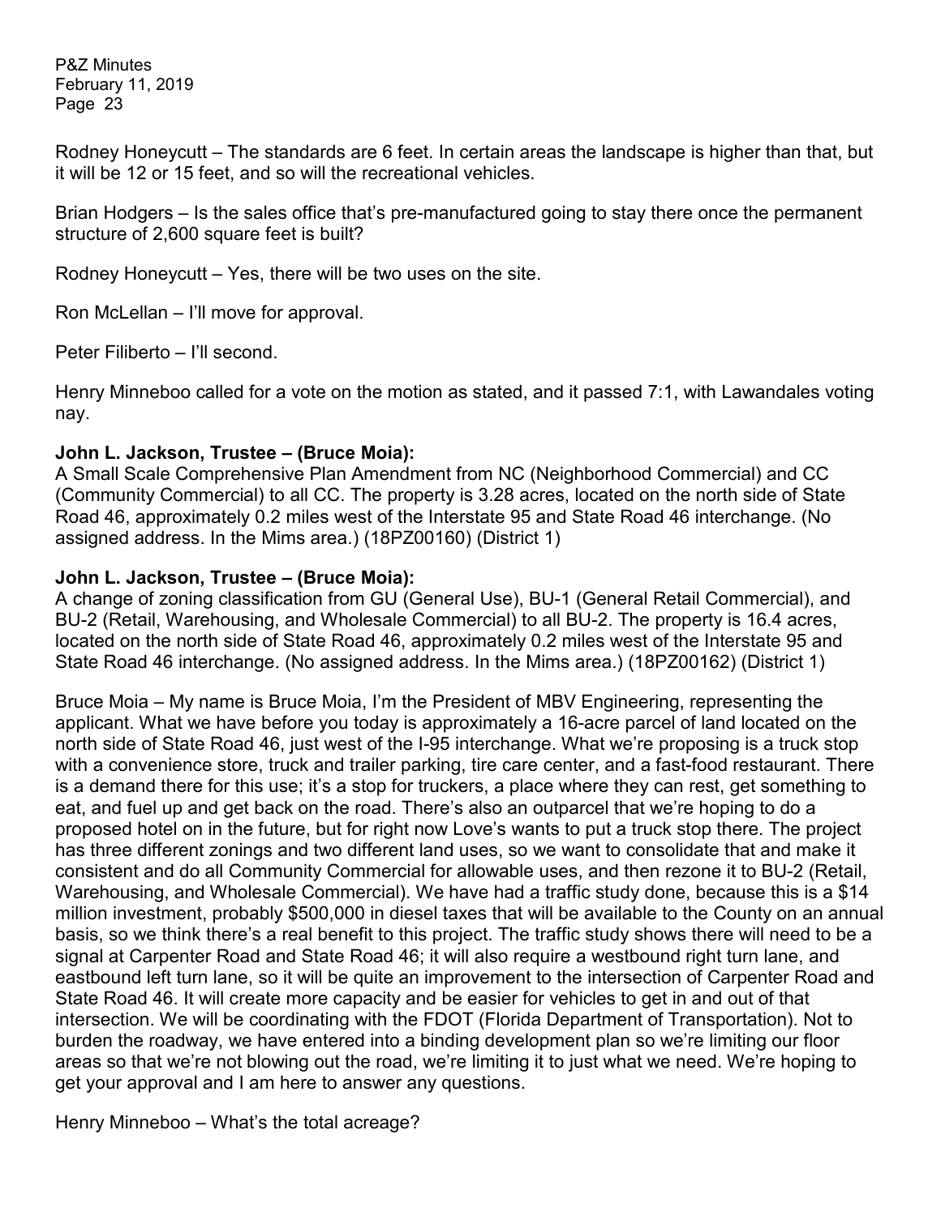Rodney Honeycutt – The standards are 6 feet. In certain areas the landscape is higher than that, but it will be 12 or 15 feet, and so will the recreational vehicles.

Brian Hodgers – Is the sales office that's pre-manufactured going to stay there once the permanent structure of 2,600 square feet is built?

Rodney Honeycutt – Yes, there will be two uses on the site.

Ron McLellan – I'll move for approval.

Peter Filiberto – I'll second.

Henry Minneboo called for a vote on the motion as stated, and it passed 7:1, with Lawandales voting nay.

**John L. Jackson, Trustee – (Bruce Moia):**
A Small Scale Comprehensive Plan Amendment from NC (Neighborhood Commercial) and CC (Community Commercial) to all CC. The property is 3.28 acres, located on the north side of State Road 46, approximately 0.2 miles west of the Interstate 95 and State Road 46 interchange. (No assigned address. In the Mims area.) (18PZ00160) (District 1)

**John L. Jackson, Trustee – (Bruce Moia):**
A change of zoning classification from GU (General Use), BU-1 (General Retail Commercial), and BU-2 (Retail, Warehousing, and Wholesale Commercial) to all BU-2. The property is 16.4 acres, located on the north side of State Road 46, approximately 0.2 miles west of the Interstate 95 and State Road 46 interchange. (No assigned address. In the Mims area.) (18PZ00162) (District 1)

Bruce Moia – My name is Bruce Moia, I'm the President of MBV Engineering, representing the applicant. What we have before you today is approximately a 16-acre parcel of land located on the north side of State Road 46, just west of the I-95 interchange. What we're proposing is a truck stop with a convenience store, truck and trailer parking, tire care center, and a fast-food restaurant. There is a demand there for this use; it's a stop for truckers, a place where they can rest, get something to eat, and fuel up and get back on the road. There's also an outparcel that we're hoping to do a proposed hotel on in the future, but for right now Love's wants to put a truck stop there. The project has three different zonings and two different land uses, so we want to consolidate that and make it consistent and do all Community Commercial for allowable uses, and then rezone it to BU-2 (Retail, Warehousing, and Wholesale Commercial). We have had a traffic study done, because this is a $14 million investment, probably $500,000 in diesel taxes that will be available to the County on an annual basis, so we think there's a real benefit to this project. The traffic study shows there will need to be a signal at Carpenter Road and State Road 46; it will also require a westbound right turn lane, and eastbound left turn lane, so it will be quite an improvement to the intersection of Carpenter Road and State Road 46. It will create more capacity and be easier for vehicles to get in and out of that intersection. We will be coordinating with the FDOT (Florida Department of Transportation). Not to burden the roadway, we have entered into a binding development plan so we're limiting our floor areas so that we're not blowing out the road, we're limiting it to just what we need. We're hoping to get your approval and I am here to answer any questions.

Henry Minneboo – What's the total acreage?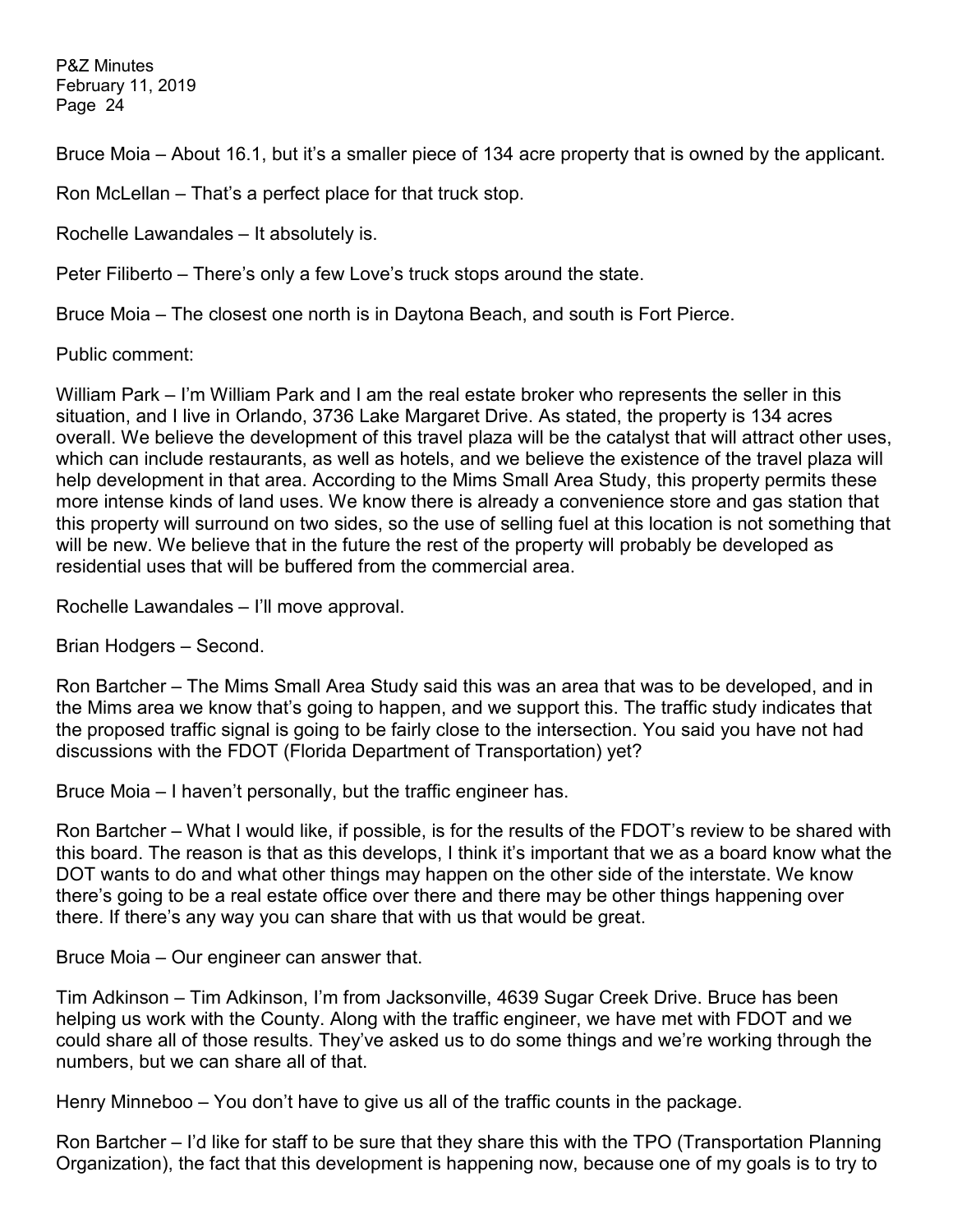Bruce Moia – About 16.1, but it's a smaller piece of 134 acre property that is owned by the applicant.

Ron McLellan – That's a perfect place for that truck stop.

Rochelle Lawandales – It absolutely is.

Peter Filiberto – There's only a few Love's truck stops around the state.

Bruce Moia – The closest one north is in Daytona Beach, and south is Fort Pierce.

Public comment:

William Park – I'm William Park and I am the real estate broker who represents the seller in this situation, and I live in Orlando, 3736 Lake Margaret Drive. As stated, the property is 134 acres overall. We believe the development of this travel plaza will be the catalyst that will attract other uses, which can include restaurants, as well as hotels, and we believe the existence of the travel plaza will help development in that area. According to the Mims Small Area Study, this property permits these more intense kinds of land uses. We know there is already a convenience store and gas station that this property will surround on two sides, so the use of selling fuel at this location is not something that will be new. We believe that in the future the rest of the property will probably be developed as residential uses that will be buffered from the commercial area.

Rochelle Lawandales – I'll move approval.

Brian Hodgers – Second.

Ron Bartcher – The Mims Small Area Study said this was an area that was to be developed, and in the Mims area we know that's going to happen, and we support this. The traffic study indicates that the proposed traffic signal is going to be fairly close to the intersection. You said you have not had discussions with the FDOT (Florida Department of Transportation) yet?

Bruce Moia – I haven't personally, but the traffic engineer has.

Ron Bartcher – What I would like, if possible, is for the results of the FDOT's review to be shared with this board. The reason is that as this develops, I think it's important that we as a board know what the DOT wants to do and what other things may happen on the other side of the interstate. We know there's going to be a real estate office over there and there may be other things happening over there. If there's any way you can share that with us that would be great.

Bruce Moia – Our engineer can answer that.

Tim Adkinson – Tim Adkinson, I'm from Jacksonville, 4639 Sugar Creek Drive. Bruce has been helping us work with the County. Along with the traffic engineer, we have met with FDOT and we could share all of those results. They've asked us to do some things and we're working through the numbers, but we can share all of that.

Henry Minneboo – You don't have to give us all of the traffic counts in the package.

Ron Bartcher – I'd like for staff to be sure that they share this with the TPO (Transportation Planning Organization), the fact that this development is happening now, because one of my goals is to try to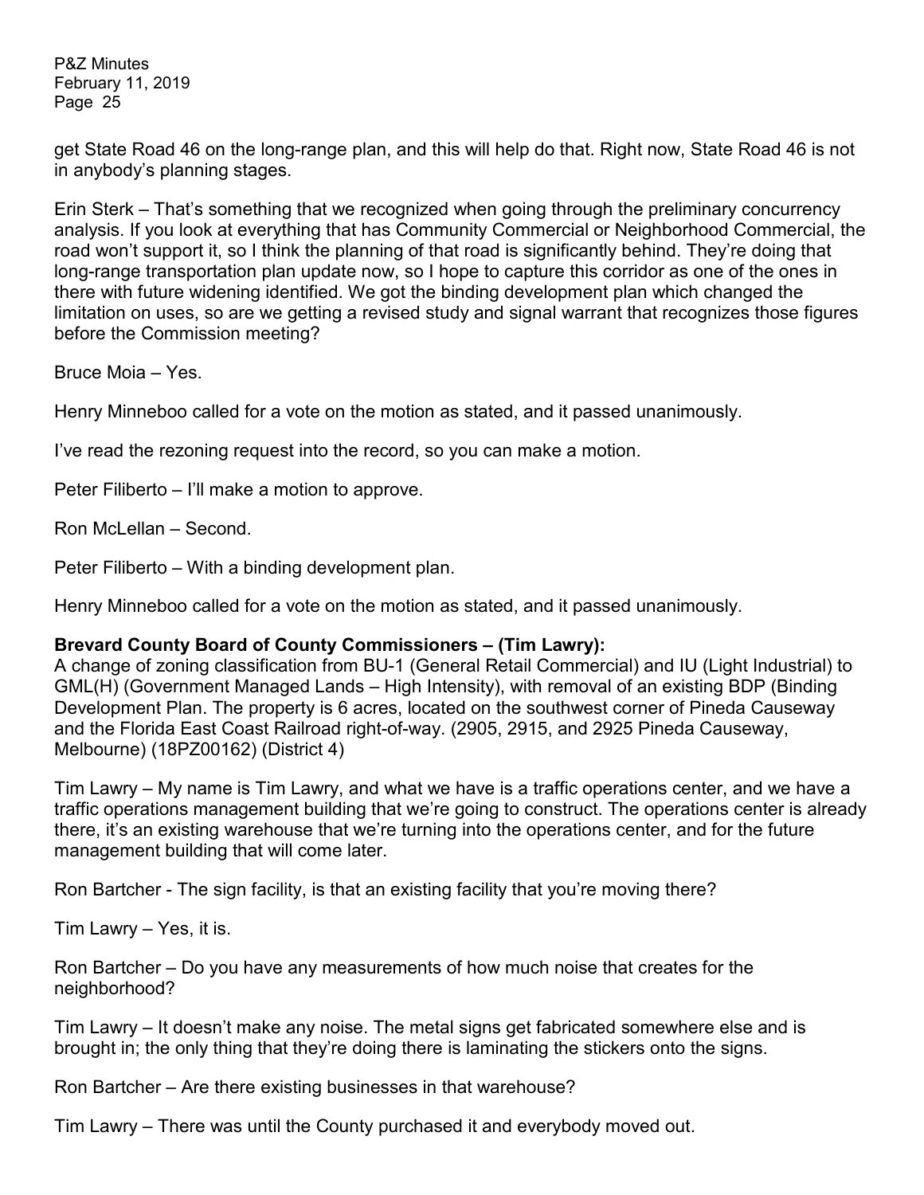get State Road 46 on the long-range plan, and this will help do that. Right now, State Road 46 is not in anybody's planning stages.

Erin Sterk – That's something that we recognized when going through the preliminary concurrency analysis. If you look at everything that has Community Commercial or Neighborhood Commercial, the road won't support it, so I think the planning of that road is significantly behind. They're doing that long-range transportation plan update now, so I hope to capture this corridor as one of the ones in there with future widening identified. We got the binding development plan which changed the limitation on uses, so are we getting a revised study and signal warrant that recognizes those figures before the Commission meeting?

Bruce Moia – Yes.

Henry Minneboo called for a vote on the motion as stated, and it passed unanimously.

I've read the rezoning request into the record, so you can make a motion.

Peter Filiberto – I'll make a motion to approve.

Ron McLellan – Second.

Peter Filiberto – With a binding development plan.

Henry Minneboo called for a vote on the motion as stated, and it passed unanimously.

**Brevard County Board of County Commissioners – (Tim Lawry):**
A change of zoning classification from BU-1 (General Retail Commercial) and IU (Light Industrial) to GML(H) (Government Managed Lands – High Intensity), with removal of an existing BDP (Binding Development Plan. The property is 6 acres, located on the southwest corner of Pineda Causeway and the Florida East Coast Railroad right-of-way. (2905, 2915, and 2925 Pineda Causeway, Melbourne) (18PZ00162) (District 4)

Tim Lawry – My name is Tim Lawry, and what we have is a traffic operations center, and we have a traffic operations management building that we're going to construct. The operations center is already there, it's an existing warehouse that we're turning into the operations center, and for the future management building that will come later.

Ron Bartcher - The sign facility, is that an existing facility that you're moving there?

Tim Lawry – Yes, it is.

Ron Bartcher – Do you have any measurements of how much noise that creates for the neighborhood?

Tim Lawry – It doesn't make any noise. The metal signs get fabricated somewhere else and is brought in; the only thing that they're doing there is laminating the stickers onto the signs.

Ron Bartcher – Are there existing businesses in that warehouse?

Tim Lawry – There was until the County purchased it and everybody moved out.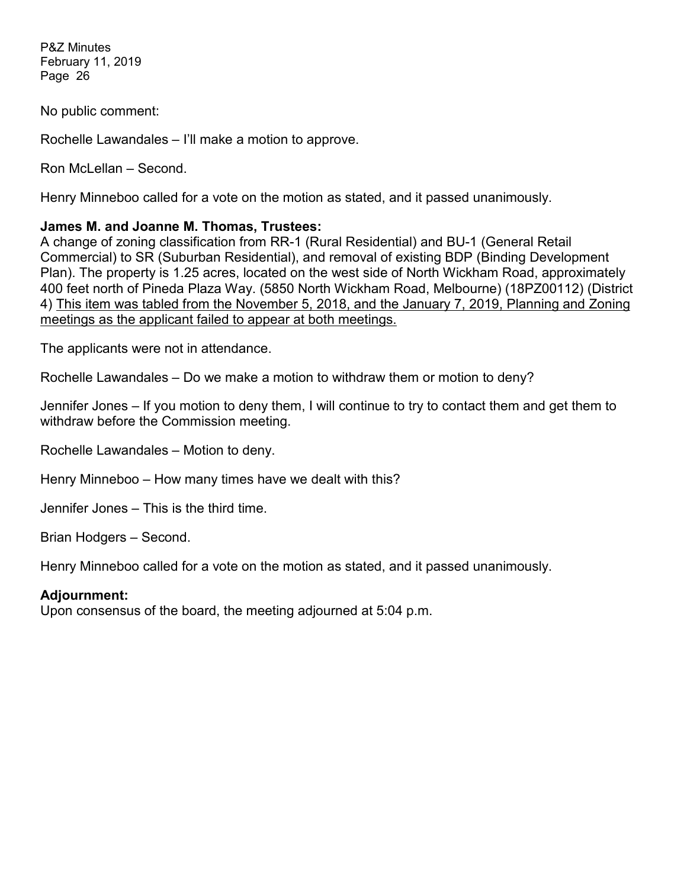No public comment:

Rochelle Lawandales – I'll make a motion to approve.

Ron McLellan – Second.

Henry Minneboo called for a vote on the motion as stated, and it passed unanimously.

**James M. and Joanne M. Thomas, Trustees:**
A change of zoning classification from RR-1 (Rural Residential) and BU-1 (General Retail Commercial) to SR (Suburban Residential), and removal of existing BDP (Binding Development Plan). The property is 1.25 acres, located on the west side of North Wickham Road, approximately 400 feet north of Pineda Plaza Way. (5850 North Wickham Road, Melbourne) (18PZ00112) (District 4) <u>This item was tabled from the November 5, 2018, and the January 7, 2019, Planning and Zoning meetings as the applicant failed to appear at both meetings.</u>

The applicants were not in attendance.

Rochelle Lawandales – Do we make a motion to withdraw them or motion to deny?

Jennifer Jones – If you motion to deny them, I will continue to try to contact them and get them to withdraw before the Commission meeting.

Rochelle Lawandales – Motion to deny.

Henry Minneboo – How many times have we dealt with this?

Jennifer Jones – This is the third time.

Brian Hodgers – Second.

Henry Minneboo called for a vote on the motion as stated, and it passed unanimously.

**Adjournment:**
Upon consensus of the board, the meeting adjourned at 5:04 p.m.